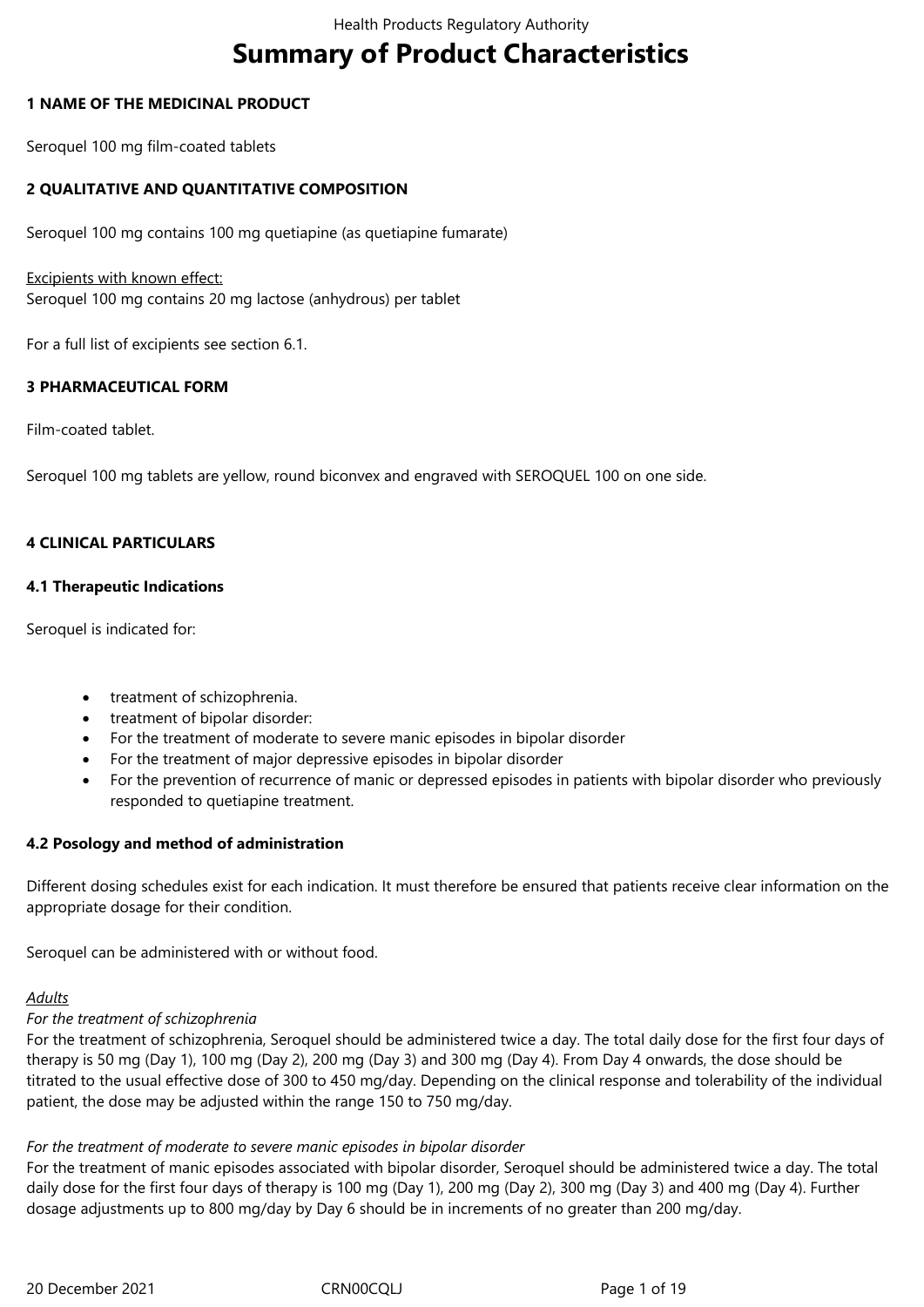# Summary of Product Characteristics

## 1 NAME OF THE MEDICINAL PRODUCT

Seroquel 100 mg film-coated tablets

## 2 QUALITATIVE AND QUANTITATIVE COMPOSITION

Seroquel 100 mg contains 100 mg quetiapine (as quetiapine fumarate)

Excipients with known effect:
Seroquel 100 mg contains 20 mg lactose (anhydrous) per tablet

For a full list of excipients see section 6.1.

## 3 PHARMACEUTICAL FORM

Film-coated tablet.

Seroquel 100 mg tablets are yellow, round biconvex and engraved with SEROQUEL 100 on one side.

## 4 CLINICAL PARTICULARS

### 4.1 Therapeutic Indications

Seroquel is indicated for:

- treatment of schizophrenia.
- treatment of bipolar disorder:
- For the treatment of moderate to severe manic episodes in bipolar disorder
- For the treatment of major depressive episodes in bipolar disorder
- For the prevention of recurrence of manic or depressed episodes in patients with bipolar disorder who previously responded to quetiapine treatment.

### 4.2 Posology and method of administration

Different dosing schedules exist for each indication. It must therefore be ensured that patients receive clear information on the appropriate dosage for their condition.

Seroquel can be administered with or without food.

*Adults*

*For the treatment of schizophrenia*

For the treatment of schizophrenia, Seroquel should be administered twice a day. The total daily dose for the first four days of therapy is 50 mg (Day 1), 100 mg (Day 2), 200 mg (Day 3) and 300 mg (Day 4). From Day 4 onwards, the dose should be titrated to the usual effective dose of 300 to 450 mg/day. Depending on the clinical response and tolerability of the individual patient, the dose may be adjusted within the range 150 to 750 mg/day.

*For the treatment of moderate to severe manic episodes in bipolar disorder*

For the treatment of manic episodes associated with bipolar disorder, Seroquel should be administered twice a day. The total daily dose for the first four days of therapy is 100 mg (Day 1), 200 mg (Day 2), 300 mg (Day 3) and 400 mg (Day 4). Further dosage adjustments up to 800 mg/day by Day 6 should be in increments of no greater than 200 mg/day.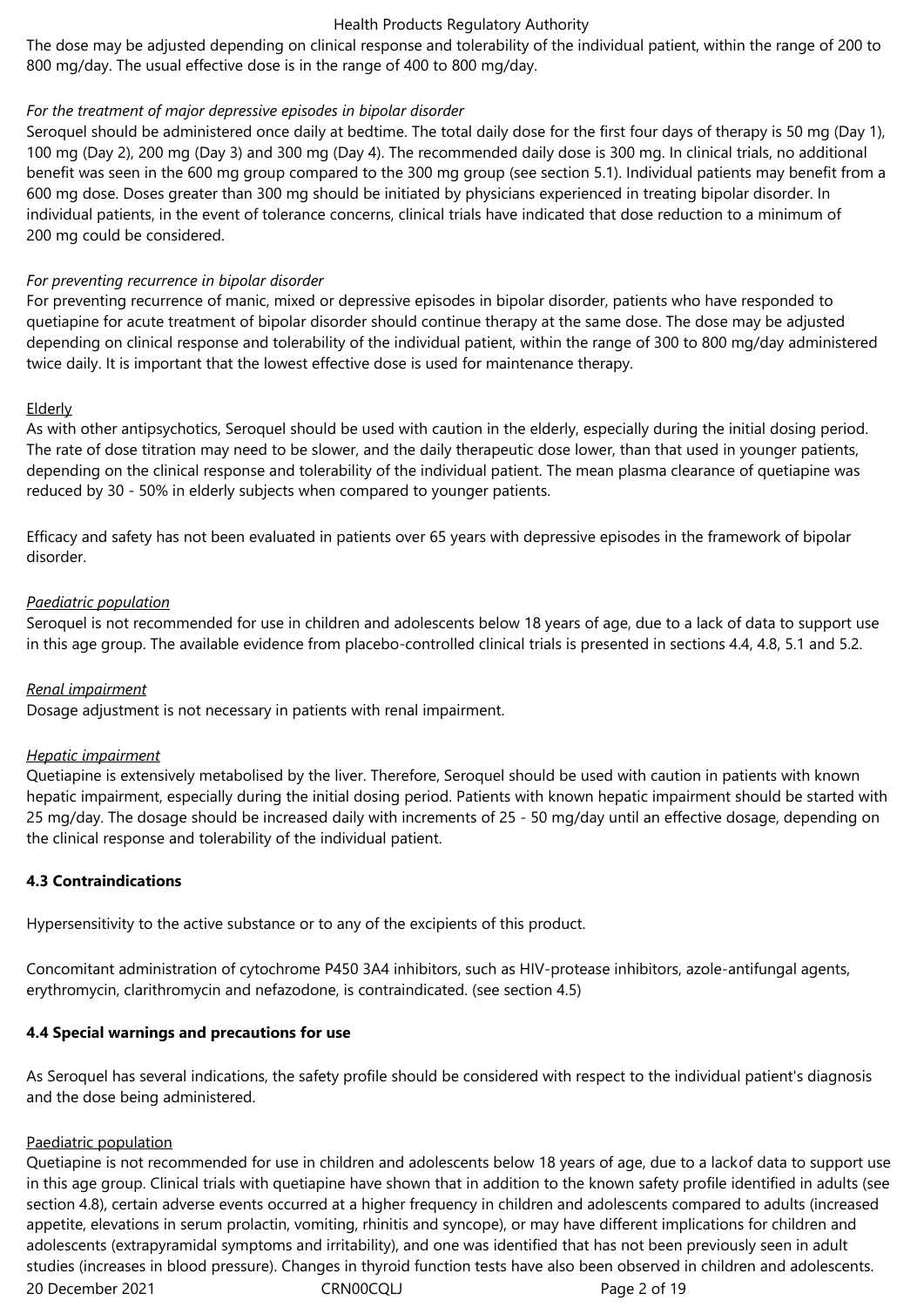The dose may be adjusted depending on clinical response and tolerability of the individual patient, within the range of 200 to 800 mg/day. The usual effective dose is in the range of 400 to 800 mg/day.

*For the treatment of major depressive episodes in bipolar disorder*

Seroquel should be administered once daily at bedtime. The total daily dose for the first four days of therapy is 50 mg (Day 1), 100 mg (Day 2), 200 mg (Day 3) and 300 mg (Day 4). The recommended daily dose is 300 mg. In clinical trials, no additional benefit was seen in the 600 mg group compared to the 300 mg group (see section 5.1). Individual patients may benefit from a 600 mg dose. Doses greater than 300 mg should be initiated by physicians experienced in treating bipolar disorder. In individual patients, in the event of tolerance concerns, clinical trials have indicated that dose reduction to a minimum of 200 mg could be considered.

*For preventing recurrence in bipolar disorder*

For preventing recurrence of manic, mixed or depressive episodes in bipolar disorder, patients who have responded to quetiapine for acute treatment of bipolar disorder should continue therapy at the same dose. The dose may be adjusted depending on clinical response and tolerability of the individual patient, within the range of 300 to 800 mg/day administered twice daily. It is important that the lowest effective dose is used for maintenance therapy.

Elderly

As with other antipsychotics, Seroquel should be used with caution in the elderly, especially during the initial dosing period. The rate of dose titration may need to be slower, and the daily therapeutic dose lower, than that used in younger patients, depending on the clinical response and tolerability of the individual patient. The mean plasma clearance of quetiapine was reduced by 30 - 50% in elderly subjects when compared to younger patients.

Efficacy and safety has not been evaluated in patients over 65 years with depressive episodes in the framework of bipolar disorder.

*Paediatric population*

Seroquel is not recommended for use in children and adolescents below 18 years of age, due to a lack of data to support use in this age group. The available evidence from placebo-controlled clinical trials is presented in sections 4.4, 4.8, 5.1 and 5.2.

*Renal impairment*

Dosage adjustment is not necessary in patients with renal impairment.

*Hepatic impairment*

Quetiapine is extensively metabolised by the liver. Therefore, Seroquel should be used with caution in patients with known hepatic impairment, especially during the initial dosing period. Patients with known hepatic impairment should be started with 25 mg/day. The dosage should be increased daily with increments of 25 - 50 mg/day until an effective dosage, depending on the clinical response and tolerability of the individual patient.

**4.3 Contraindications**

Hypersensitivity to the active substance or to any of the excipients of this product.

Concomitant administration of cytochrome P450 3A4 inhibitors, such as HIV-protease inhibitors, azole-antifungal agents, erythromycin, clarithromycin and nefazodone, is contraindicated. (see section 4.5)

**4.4 Special warnings and precautions for use**

As Seroquel has several indications, the safety profile should be considered with respect to the individual patient's diagnosis and the dose being administered.

Paediatric population

Quetiapine is not recommended for use in children and adolescents below 18 years of age, due to a lack of data to support use in this age group. Clinical trials with quetiapine have shown that in addition to the known safety profile identified in adults (see section 4.8), certain adverse events occurred at a higher frequency in children and adolescents compared to adults (increased appetite, elevations in serum prolactin, vomiting, rhinitis and syncope), or may have different implications for children and adolescents (extrapyramidal symptoms and irritability), and one was identified that has not been previously seen in adult studies (increases in blood pressure). Changes in thyroid function tests have also been observed in children and adolescents.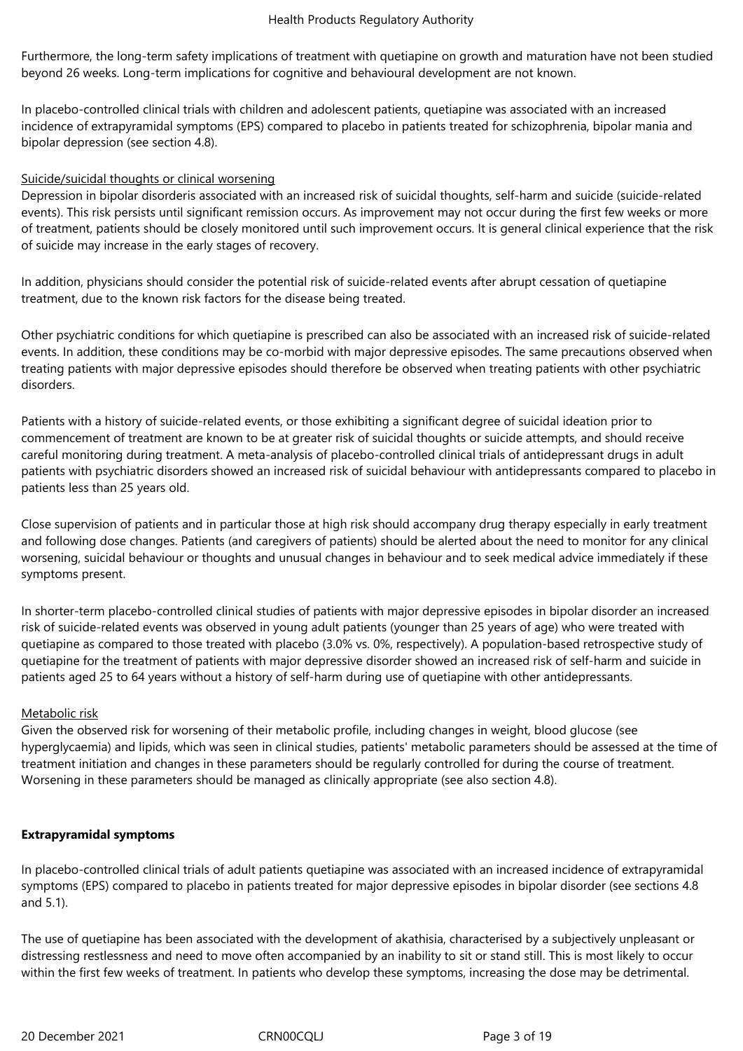Furthermore, the long-term safety implications of treatment with quetiapine on growth and maturation have not been studied beyond 26 weeks. Long-term implications for cognitive and behavioural development are not known.

In placebo-controlled clinical trials with children and adolescent patients, quetiapine was associated with an increased incidence of extrapyramidal symptoms (EPS) compared to placebo in patients treated for schizophrenia, bipolar mania and bipolar depression (see section 4.8).

Suicide/suicidal thoughts or clinical worsening

Depression in bipolar disorderis associated with an increased risk of suicidal thoughts, self-harm and suicide (suicide-related events). This risk persists until significant remission occurs. As improvement may not occur during the first few weeks or more of treatment, patients should be closely monitored until such improvement occurs. It is general clinical experience that the risk of suicide may increase in the early stages of recovery.

In addition, physicians should consider the potential risk of suicide-related events after abrupt cessation of quetiapine treatment, due to the known risk factors for the disease being treated.

Other psychiatric conditions for which quetiapine is prescribed can also be associated with an increased risk of suicide-related events. In addition, these conditions may be co-morbid with major depressive episodes. The same precautions observed when treating patients with major depressive episodes should therefore be observed when treating patients with other psychiatric disorders.

Patients with a history of suicide-related events, or those exhibiting a significant degree of suicidal ideation prior to commencement of treatment are known to be at greater risk of suicidal thoughts or suicide attempts, and should receive careful monitoring during treatment. A meta-analysis of placebo-controlled clinical trials of antidepressant drugs in adult patients with psychiatric disorders showed an increased risk of suicidal behaviour with antidepressants compared to placebo in patients less than 25 years old.

Close supervision of patients and in particular those at high risk should accompany drug therapy especially in early treatment and following dose changes. Patients (and caregivers of patients) should be alerted about the need to monitor for any clinical worsening, suicidal behaviour or thoughts and unusual changes in behaviour and to seek medical advice immediately if these symptoms present.

In shorter-term placebo-controlled clinical studies of patients with major depressive episodes in bipolar disorder an increased risk of suicide-related events was observed in young adult patients (younger than 25 years of age) who were treated with quetiapine as compared to those treated with placebo (3.0% vs. 0%, respectively). A population-based retrospective study of quetiapine for the treatment of patients with major depressive disorder showed an increased risk of self-harm and suicide in patients aged 25 to 64 years without a history of self-harm during use of quetiapine with other antidepressants.

Metabolic risk

Given the observed risk for worsening of their metabolic profile, including changes in weight, blood glucose (see hyperglycaemia) and lipids, which was seen in clinical studies, patients' metabolic parameters should be assessed at the time of treatment initiation and changes in these parameters should be regularly controlled for during the course of treatment. Worsening in these parameters should be managed as clinically appropriate (see also section 4.8).

**Extrapyramidal symptoms**

In placebo-controlled clinical trials of adult patients quetiapine was associated with an increased incidence of extrapyramidal symptoms (EPS) compared to placebo in patients treated for major depressive episodes in bipolar disorder (see sections 4.8 and 5.1).

The use of quetiapine has been associated with the development of akathisia, characterised by a subjectively unpleasant or distressing restlessness and need to move often accompanied by an inability to sit or stand still. This is most likely to occur within the first few weeks of treatment. In patients who develop these symptoms, increasing the dose may be detrimental.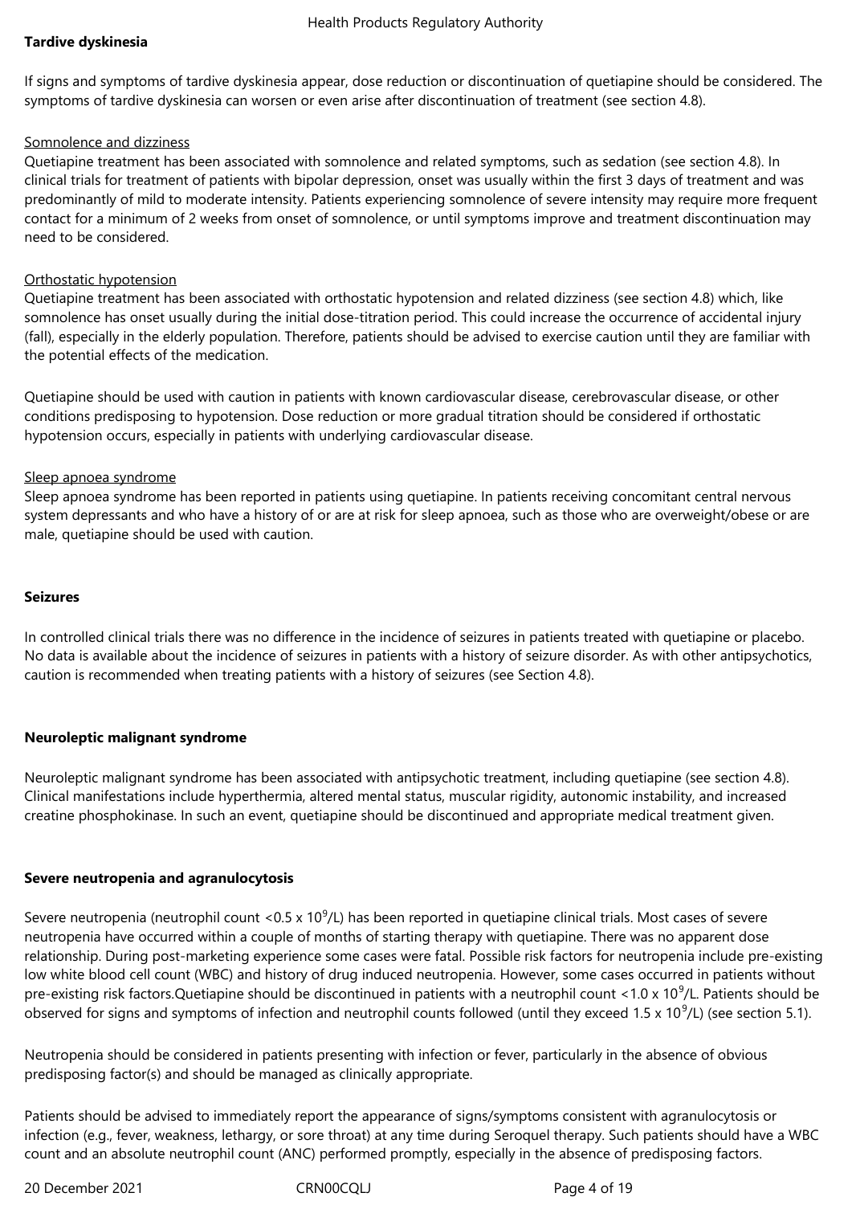**Tardive dyskinesia**

If signs and symptoms of tardive dyskinesia appear, dose reduction or discontinuation of quetiapine should be considered. The symptoms of tardive dyskinesia can worsen or even arise after discontinuation of treatment (see section 4.8).

Somnolence and dizziness

Quetiapine treatment has been associated with somnolence and related symptoms, such as sedation (see section 4.8). In clinical trials for treatment of patients with bipolar depression, onset was usually within the first 3 days of treatment and was predominantly of mild to moderate intensity. Patients experiencing somnolence of severe intensity may require more frequent contact for a minimum of 2 weeks from onset of somnolence, or until symptoms improve and treatment discontinuation may need to be considered.

Orthostatic hypotension

Quetiapine treatment has been associated with orthostatic hypotension and related dizziness (see section 4.8) which, like somnolence has onset usually during the initial dose-titration period. This could increase the occurrence of accidental injury (fall), especially in the elderly population. Therefore, patients should be advised to exercise caution until they are familiar with the potential effects of the medication.

Quetiapine should be used with caution in patients with known cardiovascular disease, cerebrovascular disease, or other conditions predisposing to hypotension. Dose reduction or more gradual titration should be considered if orthostatic hypotension occurs, especially in patients with underlying cardiovascular disease.

Sleep apnoea syndrome

Sleep apnoea syndrome has been reported in patients using quetiapine. In patients receiving concomitant central nervous system depressants and who have a history of or are at risk for sleep apnoea, such as those who are overweight/obese or are male, quetiapine should be used with caution.

**Seizures**

In controlled clinical trials there was no difference in the incidence of seizures in patients treated with quetiapine or placebo. No data is available about the incidence of seizures in patients with a history of seizure disorder. As with other antipsychotics, caution is recommended when treating patients with a history of seizures (see Section 4.8).

**Neuroleptic malignant syndrome**

Neuroleptic malignant syndrome has been associated with antipsychotic treatment, including quetiapine (see section 4.8). Clinical manifestations include hyperthermia, altered mental status, muscular rigidity, autonomic instability, and increased creatine phosphokinase. In such an event, quetiapine should be discontinued and appropriate medical treatment given.

**Severe neutropenia and agranulocytosis**

Severe neutropenia (neutrophil count $<0.5 \times 10^9$/L) has been reported in quetiapine clinical trials. Most cases of severe neutropenia have occurred within a couple of months of starting therapy with quetiapine. There was no apparent dose relationship. During post-marketing experience some cases were fatal. Possible risk factors for neutropenia include pre-existing low white blood cell count (WBC) and history of drug induced neutropenia. However, some cases occurred in patients without pre-existing risk factors.Quetiapine should be discontinued in patients with a neutrophil count $<1.0 \times 10^9$/L. Patients should be observed for signs and symptoms of infection and neutrophil counts followed (until they exceed $1.5 \times 10^9$/L) (see section 5.1).

Neutropenia should be considered in patients presenting with infection or fever, particularly in the absence of obvious predisposing factor(s) and should be managed as clinically appropriate.

Patients should be advised to immediately report the appearance of signs/symptoms consistent with agranulocytosis or infection (e.g., fever, weakness, lethargy, or sore throat) at any time during Seroquel therapy. Such patients should have a WBC count and an absolute neutrophil count (ANC) performed promptly, especially in the absence of predisposing factors.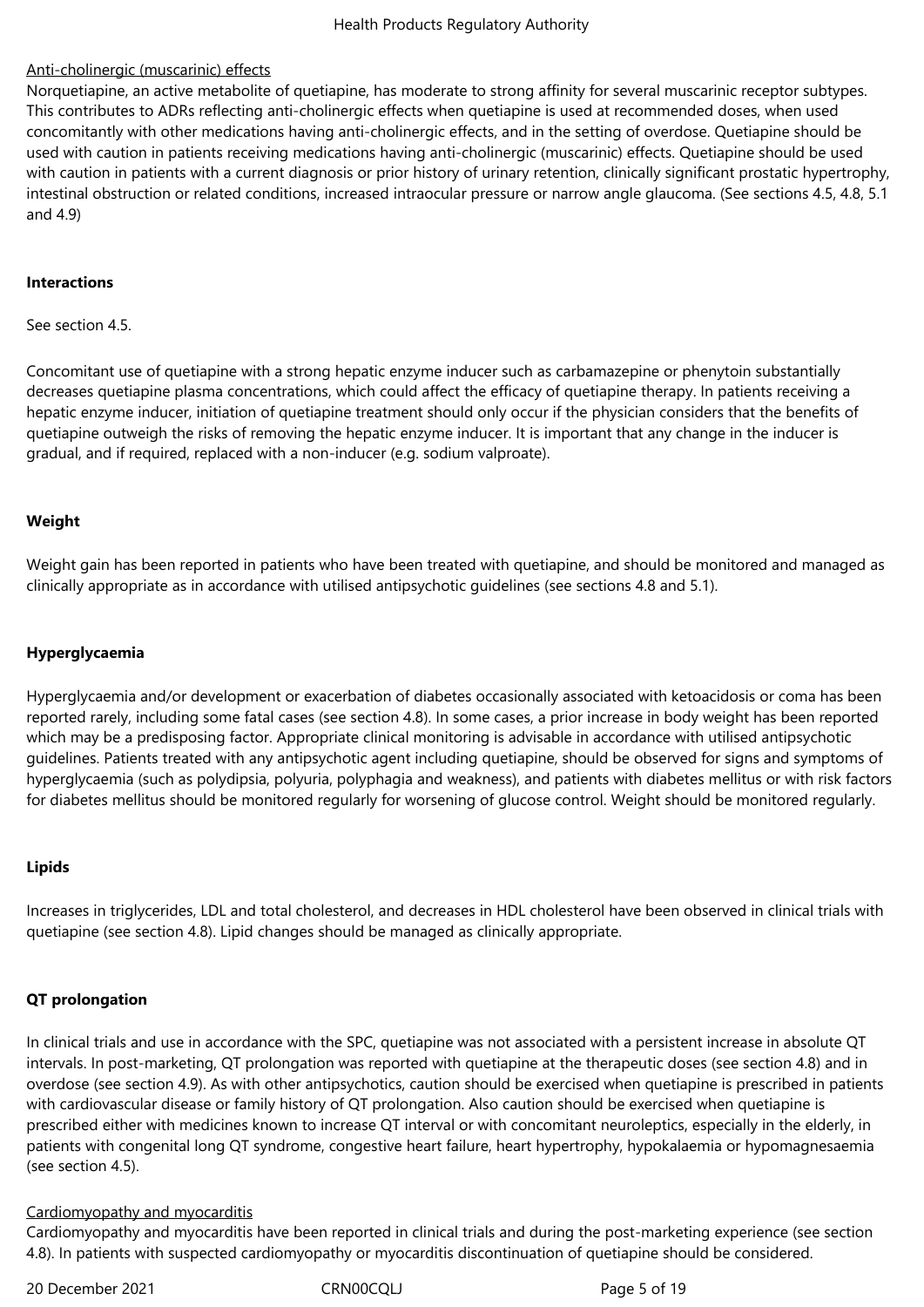<u>Anti-cholinergic (muscarinic) effects</u>

Norquetiapine, an active metabolite of quetiapine, has moderate to strong affinity for several muscarinic receptor subtypes. This contributes to ADRs reflecting anti-cholinergic effects when quetiapine is used at recommended doses, when used concomitantly with other medications having anti-cholinergic effects, and in the setting of overdose. Quetiapine should be used with caution in patients receiving medications having anti-cholinergic (muscarinic) effects. Quetiapine should be used with caution in patients with a current diagnosis or prior history of urinary retention, clinically significant prostatic hypertrophy, intestinal obstruction or related conditions, increased intraocular pressure or narrow angle glaucoma. (See sections 4.5, 4.8, 5.1 and 4.9)

**Interactions**

See section 4.5.

Concomitant use of quetiapine with a strong hepatic enzyme inducer such as carbamazepine or phenytoin substantially decreases quetiapine plasma concentrations, which could affect the efficacy of quetiapine therapy. In patients receiving a hepatic enzyme inducer, initiation of quetiapine treatment should only occur if the physician considers that the benefits of quetiapine outweigh the risks of removing the hepatic enzyme inducer. It is important that any change in the inducer is gradual, and if required, replaced with a non-inducer (e.g. sodium valproate).

**Weight**

Weight gain has been reported in patients who have been treated with quetiapine, and should be monitored and managed as clinically appropriate as in accordance with utilised antipsychotic guidelines (see sections 4.8 and 5.1).

**Hyperglycaemia**

Hyperglycaemia and/or development or exacerbation of diabetes occasionally associated with ketoacidosis or coma has been reported rarely, including some fatal cases (see section 4.8). In some cases, a prior increase in body weight has been reported which may be a predisposing factor. Appropriate clinical monitoring is advisable in accordance with utilised antipsychotic guidelines. Patients treated with any antipsychotic agent including quetiapine, should be observed for signs and symptoms of hyperglycaemia (such as polydipsia, polyuria, polyphagia and weakness), and patients with diabetes mellitus or with risk factors for diabetes mellitus should be monitored regularly for worsening of glucose control. Weight should be monitored regularly.

**Lipids**

Increases in triglycerides, LDL and total cholesterol, and decreases in HDL cholesterol have been observed in clinical trials with quetiapine (see section 4.8). Lipid changes should be managed as clinically appropriate.

**QT prolongation**

In clinical trials and use in accordance with the SPC, quetiapine was not associated with a persistent increase in absolute QT intervals. In post-marketing, QT prolongation was reported with quetiapine at the therapeutic doses (see section 4.8) and in overdose (see section 4.9). As with other antipsychotics, caution should be exercised when quetiapine is prescribed in patients with cardiovascular disease or family history of QT prolongation. Also caution should be exercised when quetiapine is prescribed either with medicines known to increase QT interval or with concomitant neuroleptics, especially in the elderly, in patients with congenital long QT syndrome, congestive heart failure, heart hypertrophy, hypokalaemia or hypomagnesaemia (see section 4.5).

<u>Cardiomyopathy and myocarditis</u>

Cardiomyopathy and myocarditis have been reported in clinical trials and during the post-marketing experience (see section 4.8). In patients with suspected cardiomyopathy or myocarditis discontinuation of quetiapine should be considered.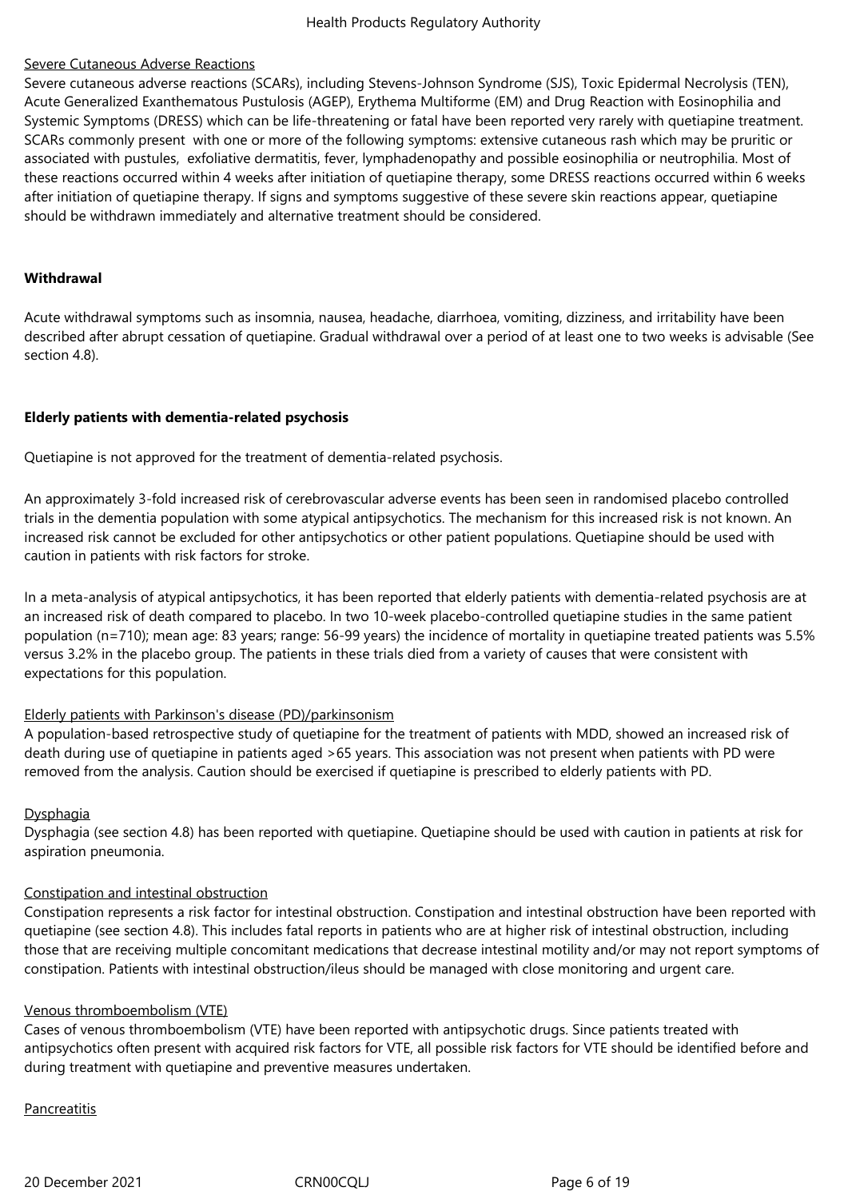Severe Cutaneous Adverse Reactions

Severe cutaneous adverse reactions (SCARs), including Stevens-Johnson Syndrome (SJS), Toxic Epidermal Necrolysis (TEN), Acute Generalized Exanthematous Pustulosis (AGEP), Erythema Multiforme (EM) and Drug Reaction with Eosinophilia and Systemic Symptoms (DRESS) which can be life-threatening or fatal have been reported very rarely with quetiapine treatment. SCARs commonly present with one or more of the following symptoms: extensive cutaneous rash which may be pruritic or associated with pustules, exfoliative dermatitis, fever, lymphadenopathy and possible eosinophilia or neutrophilia. Most of these reactions occurred within 4 weeks after initiation of quetiapine therapy, some DRESS reactions occurred within 6 weeks after initiation of quetiapine therapy. If signs and symptoms suggestive of these severe skin reactions appear, quetiapine should be withdrawn immediately and alternative treatment should be considered.

**Withdrawal**

Acute withdrawal symptoms such as insomnia, nausea, headache, diarrhoea, vomiting, dizziness, and irritability have been described after abrupt cessation of quetiapine. Gradual withdrawal over a period of at least one to two weeks is advisable (See section 4.8).

**Elderly patients with dementia-related psychosis**

Quetiapine is not approved for the treatment of dementia-related psychosis.

An approximately 3-fold increased risk of cerebrovascular adverse events has been seen in randomised placebo controlled trials in the dementia population with some atypical antipsychotics. The mechanism for this increased risk is not known. An increased risk cannot be excluded for other antipsychotics or other patient populations. Quetiapine should be used with caution in patients with risk factors for stroke.

In a meta-analysis of atypical antipsychotics, it has been reported that elderly patients with dementia-related psychosis are at an increased risk of death compared to placebo. In two 10-week placebo-controlled quetiapine studies in the same patient population (n=710); mean age: 83 years; range: 56-99 years) the incidence of mortality in quetiapine treated patients was 5.5% versus 3.2% in the placebo group. The patients in these trials died from a variety of causes that were consistent with expectations for this population.

Elderly patients with Parkinson's disease (PD)/parkinsonism

A population-based retrospective study of quetiapine for the treatment of patients with MDD, showed an increased risk of death during use of quetiapine in patients aged >65 years. This association was not present when patients with PD were removed from the analysis. Caution should be exercised if quetiapine is prescribed to elderly patients with PD.

Dysphagia

Dysphagia (see section 4.8) has been reported with quetiapine. Quetiapine should be used with caution in patients at risk for aspiration pneumonia.

Constipation and intestinal obstruction

Constipation represents a risk factor for intestinal obstruction. Constipation and intestinal obstruction have been reported with quetiapine (see section 4.8). This includes fatal reports in patients who are at higher risk of intestinal obstruction, including those that are receiving multiple concomitant medications that decrease intestinal motility and/or may not report symptoms of constipation. Patients with intestinal obstruction/ileus should be managed with close monitoring and urgent care.

Venous thromboembolism (VTE)

Cases of venous thromboembolism (VTE) have been reported with antipsychotic drugs. Since patients treated with antipsychotics often present with acquired risk factors for VTE, all possible risk factors for VTE should be identified before and during treatment with quetiapine and preventive measures undertaken.

Pancreatitis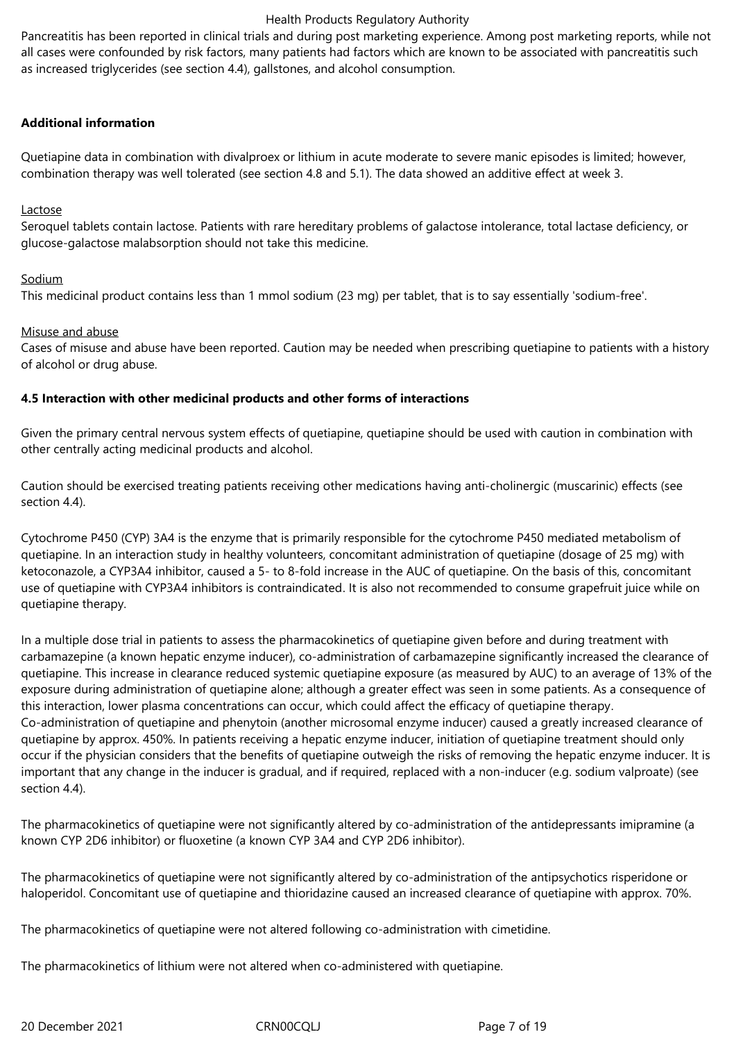Pancreatitis has been reported in clinical trials and during post marketing experience. Among post marketing reports, while not all cases were confounded by risk factors, many patients had factors which are known to be associated with pancreatitis such as increased triglycerides (see section 4.4), gallstones, and alcohol consumption.

**Additional information**

Quetiapine data in combination with divalproex or lithium in acute moderate to severe manic episodes is limited; however, combination therapy was well tolerated (see section 4.8 and 5.1). The data showed an additive effect at week 3.

Lactose

Seroquel tablets contain lactose. Patients with rare hereditary problems of galactose intolerance, total lactase deficiency, or glucose-galactose malabsorption should not take this medicine.

Sodium

This medicinal product contains less than 1 mmol sodium (23 mg) per tablet, that is to say essentially 'sodium-free'.

Misuse and abuse

Cases of misuse and abuse have been reported. Caution may be needed when prescribing quetiapine to patients with a history of alcohol or drug abuse.

**4.5 Interaction with other medicinal products and other forms of interactions**

Given the primary central nervous system effects of quetiapine, quetiapine should be used with caution in combination with other centrally acting medicinal products and alcohol.

Caution should be exercised treating patients receiving other medications having anti-cholinergic (muscarinic) effects (see section 4.4).

Cytochrome P450 (CYP) 3A4 is the enzyme that is primarily responsible for the cytochrome P450 mediated metabolism of quetiapine. In an interaction study in healthy volunteers, concomitant administration of quetiapine (dosage of 25 mg) with ketoconazole, a CYP3A4 inhibitor, caused a 5- to 8-fold increase in the AUC of quetiapine. On the basis of this, concomitant use of quetiapine with CYP3A4 inhibitors is contraindicated. It is also not recommended to consume grapefruit juice while on quetiapine therapy.

In a multiple dose trial in patients to assess the pharmacokinetics of quetiapine given before and during treatment with carbamazepine (a known hepatic enzyme inducer), co-administration of carbamazepine significantly increased the clearance of quetiapine. This increase in clearance reduced systemic quetiapine exposure (as measured by AUC) to an average of 13% of the exposure during administration of quetiapine alone; although a greater effect was seen in some patients. As a consequence of this interaction, lower plasma concentrations can occur, which could affect the efficacy of quetiapine therapy.
Co-administration of quetiapine and phenytoin (another microsomal enzyme inducer) caused a greatly increased clearance of quetiapine by approx. 450%. In patients receiving a hepatic enzyme inducer, initiation of quetiapine treatment should only occur if the physician considers that the benefits of quetiapine outweigh the risks of removing the hepatic enzyme inducer. It is important that any change in the inducer is gradual, and if required, replaced with a non-inducer (e.g. sodium valproate) (see section 4.4).

The pharmacokinetics of quetiapine were not significantly altered by co-administration of the antidepressants imipramine (a known CYP 2D6 inhibitor) or fluoxetine (a known CYP 3A4 and CYP 2D6 inhibitor).

The pharmacokinetics of quetiapine were not significantly altered by co-administration of the antipsychotics risperidone or haloperidol. Concomitant use of quetiapine and thioridazine caused an increased clearance of quetiapine with approx. 70%.

The pharmacokinetics of quetiapine were not altered following co-administration with cimetidine.

The pharmacokinetics of lithium were not altered when co-administered with quetiapine.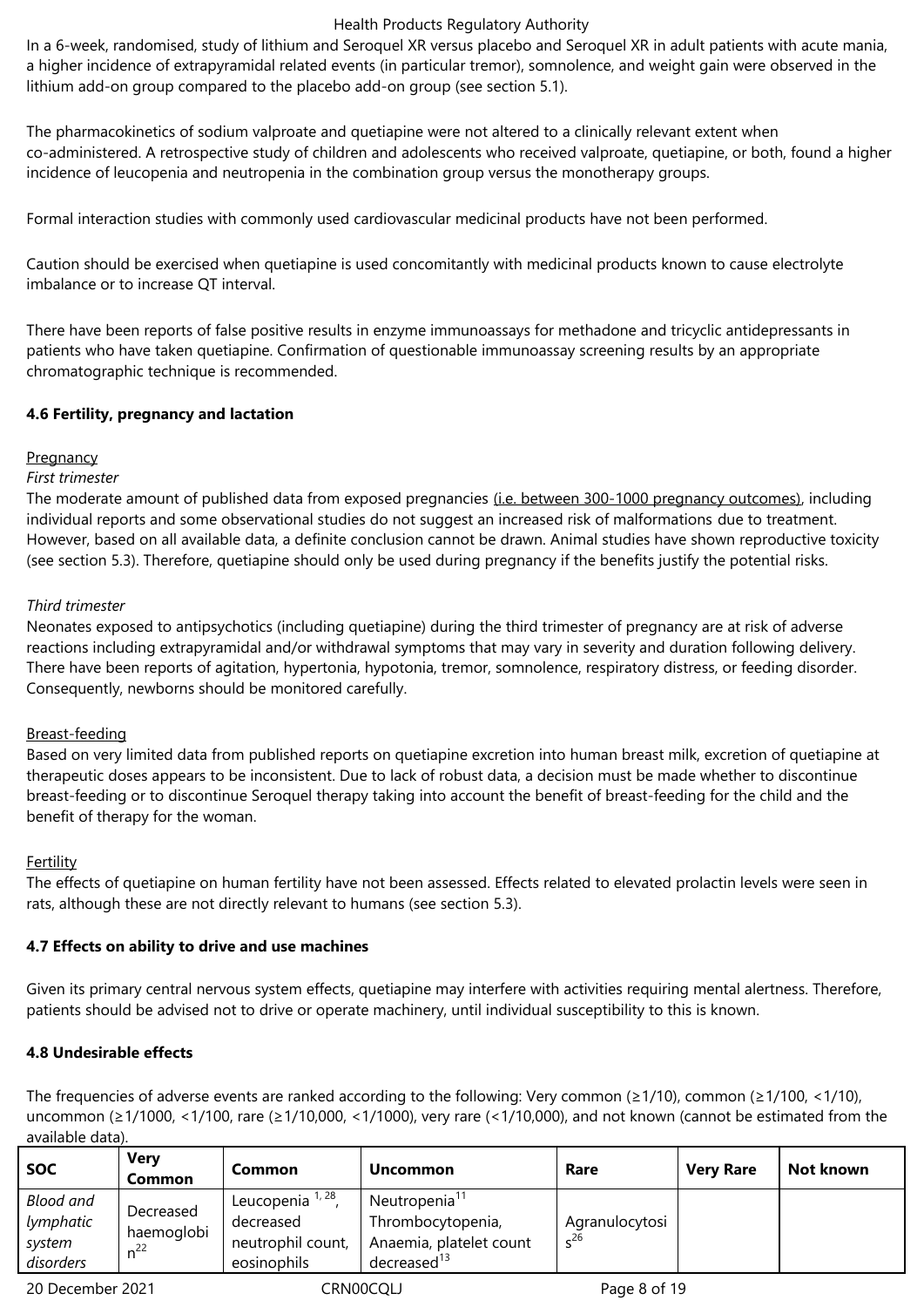In a 6-week, randomised, study of lithium and Seroquel XR versus placebo and Seroquel XR in adult patients with acute mania, a higher incidence of extrapyramidal related events (in particular tremor), somnolence, and weight gain were observed in the lithium add-on group compared to the placebo add-on group (see section 5.1).

The pharmacokinetics of sodium valproate and quetiapine were not altered to a clinically relevant extent when co-administered. A retrospective study of children and adolescents who received valproate, quetiapine, or both, found a higher incidence of leucopenia and neutropenia in the combination group versus the monotherapy groups.

Formal interaction studies with commonly used cardiovascular medicinal products have not been performed.

Caution should be exercised when quetiapine is used concomitantly with medicinal products known to cause electrolyte imbalance or to increase QT interval.

There have been reports of false positive results in enzyme immunoassays for methadone and tricyclic antidepressants in patients who have taken quetiapine. Confirmation of questionable immunoassay screening results by an appropriate chromatographic technique is recommended.

### 4.6 Fertility, pregnancy and lactation

Pregnancy

*First trimester*

The moderate amount of published data from exposed pregnancies (i.e. between 300-1000 pregnancy outcomes), including individual reports and some observational studies do not suggest an increased risk of malformations due to treatment. However, based on all available data, a definite conclusion cannot be drawn. Animal studies have shown reproductive toxicity (see section 5.3). Therefore, quetiapine should only be used during pregnancy if the benefits justify the potential risks.

*Third trimester*

Neonates exposed to antipsychotics (including quetiapine) during the third trimester of pregnancy are at risk of adverse reactions including extrapyramidal and/or withdrawal symptoms that may vary in severity and duration following delivery. There have been reports of agitation, hypertonia, hypotonia, tremor, somnolence, respiratory distress, or feeding disorder. Consequently, newborns should be monitored carefully.

Breast-feeding

Based on very limited data from published reports on quetiapine excretion into human breast milk, excretion of quetiapine at therapeutic doses appears to be inconsistent. Due to lack of robust data, a decision must be made whether to discontinue breast-feeding or to discontinue Seroquel therapy taking into account the benefit of breast-feeding for the child and the benefit of therapy for the woman.

Fertility

The effects of quetiapine on human fertility have not been assessed. Effects related to elevated prolactin levels were seen in rats, although these are not directly relevant to humans (see section 5.3).

### 4.7 Effects on ability to drive and use machines

Given its primary central nervous system effects, quetiapine may interfere with activities requiring mental alertness. Therefore, patients should be advised not to drive or operate machinery, until individual susceptibility to this is known.

### 4.8 Undesirable effects

The frequencies of adverse events are ranked according to the following: Very common (≥1/10), common (≥1/100, <1/10), uncommon (≥1/1000, <1/100, rare (≥1/10,000, <1/1000), very rare (<1/10,000), and not known (cannot be estimated from the available data).

| SOC | Very Common | Common | Uncommon | Rare | Very Rare | Not known |
|---|---|---|---|---|---|---|
| *Blood and lymphatic system disorders* | Decreased haemoglobin[22] | Leucopenia [1, 28], decreased neutrophil count, eosinophils | Neutropenia[11] Thrombocytopenia, Anaemia, platelet count decreased[13] | Agranulocytosis[26] | | |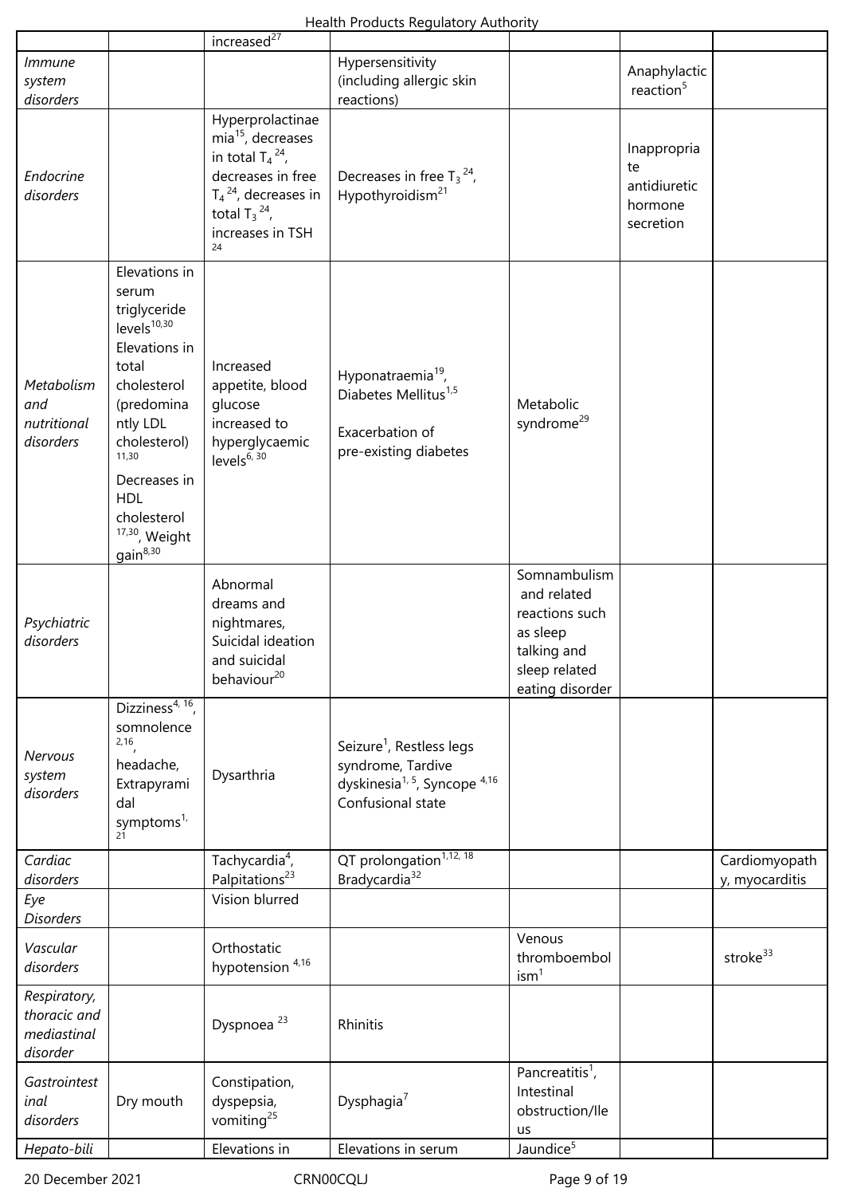| | | | | | | |
|---|---|---|---|---|---|---|
| | | increased[27] | | | | |
| *Immune system disorders* | | | Hypersensitivity (including allergic skin reactions) | | Anaphylactic reaction[5] | |
| *Endocrine disorders* | | Hyperprolactinaemia[15], decreases in total $T_4$ [24], decreases in free $T_4$ [24], decreases in total $T_3$ [24], increases in TSH [24] | Decreases in free $T_3$ [24], Hypothyroidism[21] | | Inappropriate antidiuretic hormone secretion | |
| *Metabolism and nutritional disorders* | Elevations in serum triglyceride levels[10,30] Elevations in total cholesterol (predominantly LDL cholesterol)[11,30] Decreases in HDL cholesterol[17,30], Weight gain[8,30] | Increased appetite, blood glucose increased to hyperglycaemic levels[6, 30] | Hyponatraemia[19], Diabetes Mellitus[1,5] Exacerbation of pre-existing diabetes | Metabolic syndrome[29] | | |
| *Psychiatric disorders* | | Abnormal dreams and nightmares, Suicidal ideation and suicidal behaviour[20] | | Somnambulism and related reactions such as sleep talking and sleep related eating disorder | | |
| *Nervous system disorders* | Dizziness[4, 16], somnolence[2,16], headache, Extrapyramidal symptoms[1, 21] | Dysarthria | Seizure[1], Restless legs syndrome, Tardive dyskinesia[1, 5], Syncope [4,16] Confusional state | | | |
| *Cardiac disorders* | | Tachycardia[4], Palpitations[23] | QT prolongation[1,12, 18] Bradycardia[32] | | | Cardiomyopathy, myocarditis |
| *Eye Disorders* | | Vision blurred | | | | |
| *Vascular disorders* | | Orthostatic hypotension [4,16] | | Venous thromboembolism[1] | | stroke[33] |
| *Respiratory, thoracic and mediastinal disorder* | | Dyspnoea [23] | Rhinitis | | | |
| *Gastrointestinal disorders* | Dry mouth | Constipation, dyspepsia, vomiting[25] | Dysphagia[7] | Pancreatitis[1], Intestinal obstruction/Ileus | | |
| *Hepato-bili* | | Elevations in | Elevations in serum | Jaundice[5] | | |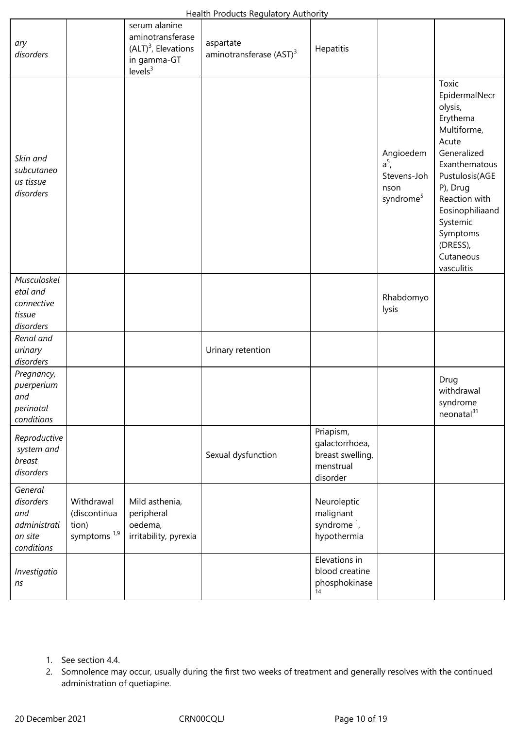| *ary disorders* | | serum alanine aminotransferase (ALT)[3], Elevations in gamma-GT levels[3] | aspartate aminotransferase (AST)[3] | Hepatitis | | |
|---|---|---|---|---|---|---|
| *Skin and subcutaneous tissue disorders* | | | | | Angioedema[5], Stevens-Johnson syndrome[5] | Toxic EpidermalNecrolysis, Erythema Multiforme, Acute Generalized Exanthematous Pustulosis(AGEP), Drug Reaction with Eosinophiliaand Systemic Symptoms (DRESS), Cutaneous vasculitis |
| *Musculoskeletal and connective tissue disorders* | | | | | Rhabdomyolysis | |
| *Renal and urinary disorders* | | | Urinary retention | | | |
| *Pregnancy, puerperium and perinatal conditions* | | | | | | Drug withdrawal syndrome neonatal[31] |
| *Reproductive system and breast disorders* | | | Sexual dysfunction | Priapism, galactorrhoea, breast swelling, menstrual disorder | | |
| *General disorders and administration site conditions* | Withdrawal (discontinuation) symptoms [1,9] | Mild asthenia, peripheral oedema, irritability, pyrexia | | Neuroleptic malignant syndrome [1], hypothermia | | |
| *Investigations* | | | | Elevations in blood creatine phosphokinase [14] | | |

1. See section 4.4.
2. Somnolence may occur, usually during the first two weeks of treatment and generally resolves with the continued administration of quetiapine.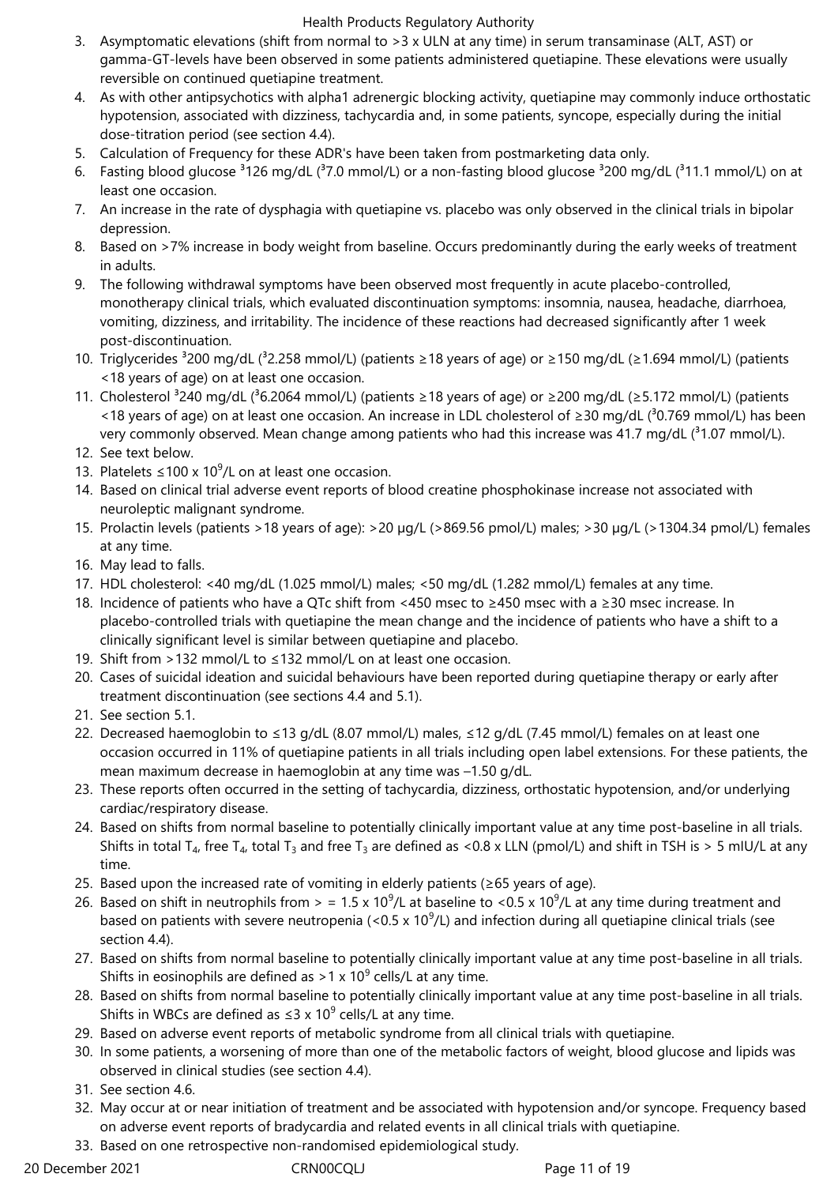3. Asymptomatic elevations (shift from normal to >3 x ULN at any time) in serum transaminase (ALT, AST) or gamma-GT-levels have been observed in some patients administered quetiapine. These elevations were usually reversible on continued quetiapine treatment.
4. As with other antipsychotics with alpha1 adrenergic blocking activity, quetiapine may commonly induce orthostatic hypotension, associated with dizziness, tachycardia and, in some patients, syncope, especially during the initial dose-titration period (see section 4.4).
5. Calculation of Frequency for these ADR's have been taken from postmarketing data only.
6. Fasting blood glucose ³126 mg/dL (³7.0 mmol/L) or a non-fasting blood glucose ³200 mg/dL (³11.1 mmol/L) on at least one occasion.
7. An increase in the rate of dysphagia with quetiapine vs. placebo was only observed in the clinical trials in bipolar depression.
8. Based on >7% increase in body weight from baseline. Occurs predominantly during the early weeks of treatment in adults.
9. The following withdrawal symptoms have been observed most frequently in acute placebo-controlled, monotherapy clinical trials, which evaluated discontinuation symptoms: insomnia, nausea, headache, diarrhoea, vomiting, dizziness, and irritability. The incidence of these reactions had decreased significantly after 1 week post-discontinuation.
10. Triglycerides ³200 mg/dL (³2.258 mmol/L) (patients ≥18 years of age) or ≥150 mg/dL (≥1.694 mmol/L) (patients <18 years of age) on at least one occasion.
11. Cholesterol ³240 mg/dL (³6.2064 mmol/L) (patients ≥18 years of age) or ≥200 mg/dL (≥5.172 mmol/L) (patients <18 years of age) on at least one occasion. An increase in LDL cholesterol of ≥30 mg/dL (³0.769 mmol/L) has been very commonly observed. Mean change among patients who had this increase was 41.7 mg/dL (³1.07 mmol/L).
12. See text below.
13. Platelets ≤100 x $10^9$/L on at least one occasion.
14. Based on clinical trial adverse event reports of blood creatine phosphokinase increase not associated with neuroleptic malignant syndrome.
15. Prolactin levels (patients >18 years of age): >20 µg/L (>869.56 pmol/L) males; >30 µg/L (>1304.34 pmol/L) females at any time.
16. May lead to falls.
17. HDL cholesterol: <40 mg/dL (1.025 mmol/L) males; <50 mg/dL (1.282 mmol/L) females at any time.
18. Incidence of patients who have a QTc shift from <450 msec to ≥450 msec with a ≥30 msec increase. In placebo-controlled trials with quetiapine the mean change and the incidence of patients who have a shift to a clinically significant level is similar between quetiapine and placebo.
19. Shift from >132 mmol/L to ≤132 mmol/L on at least one occasion.
20. Cases of suicidal ideation and suicidal behaviours have been reported during quetiapine therapy or early after treatment discontinuation (see sections 4.4 and 5.1).
21. See section 5.1.
22. Decreased haemoglobin to ≤13 g/dL (8.07 mmol/L) males, ≤12 g/dL (7.45 mmol/L) females on at least one occasion occurred in 11% of quetiapine patients in all trials including open label extensions. For these patients, the mean maximum decrease in haemoglobin at any time was –1.50 g/dL.
23. These reports often occurred in the setting of tachycardia, dizziness, orthostatic hypotension, and/or underlying cardiac/respiratory disease.
24. Based on shifts from normal baseline to potentially clinically important value at any time post-baseline in all trials. Shifts in total $T_4$, free $T_4$, total $T_3$ and free $T_3$ are defined as <0.8 x LLN (pmol/L) and shift in TSH is > 5 mIU/L at any time.
25. Based upon the increased rate of vomiting in elderly patients (≥65 years of age).
26. Based on shift in neutrophils from > = 1.5 x $10^9$/L at baseline to <0.5 x $10^9$/L at any time during treatment and based on patients with severe neutropenia (<0.5 x $10^9$/L) and infection during all quetiapine clinical trials (see section 4.4).
27. Based on shifts from normal baseline to potentially clinically important value at any time post-baseline in all trials. Shifts in eosinophils are defined as >1 x $10^9$ cells/L at any time.
28. Based on shifts from normal baseline to potentially clinically important value at any time post-baseline in all trials. Shifts in WBCs are defined as ≤3 x $10^9$ cells/L at any time.
29. Based on adverse event reports of metabolic syndrome from all clinical trials with quetiapine.
30. In some patients, a worsening of more than one of the metabolic factors of weight, blood glucose and lipids was observed in clinical studies (see section 4.4).
31. See section 4.6.
32. May occur at or near initiation of treatment and be associated with hypotension and/or syncope. Frequency based on adverse event reports of bradycardia and related events in all clinical trials with quetiapine.
33. Based on one retrospective non-randomised epidemiological study.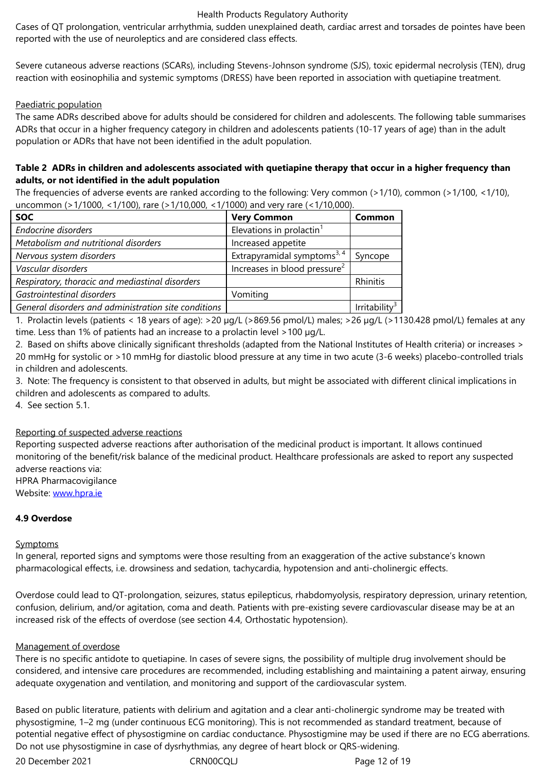Cases of QT prolongation, ventricular arrhythmia, sudden unexplained death, cardiac arrest and torsades de pointes have been reported with the use of neuroleptics and are considered class effects.

Severe cutaneous adverse reactions (SCARs), including Stevens-Johnson syndrome (SJS), toxic epidermal necrolysis (TEN), drug reaction with eosinophilia and systemic symptoms (DRESS) have been reported in association with quetiapine treatment.

Paediatric population

The same ADRs described above for adults should be considered for children and adolescents. The following table summarises ADRs that occur in a higher frequency category in children and adolescents patients (10-17 years of age) than in the adult population or ADRs that have not been identified in the adult population.

**Table 2 ADRs in children and adolescents associated with quetiapine therapy that occur in a higher frequency than adults, or not identified in the adult population**

The frequencies of adverse events are ranked according to the following: Very common (>1/10), common (>1/100, <1/10), uncommon (>1/1000, <1/100), rare (>1/10,000, <1/1000) and very rare (<1/10,000).

| SOC | Very Common | Common |
|---|---|---|
| *Endocrine disorders* | Elevations in prolactin[1] | |
| *Metabolism and nutritional disorders* | Increased appetite | |
| *Nervous system disorders* | Extrapyramidal symptoms[3, 4] | Syncope |
| *Vascular disorders* | Increases in blood pressure[2] | |
| *Respiratory, thoracic and mediastinal disorders* | | Rhinitis |
| *Gastrointestinal disorders* | Vomiting | |
| *General disorders and administration site conditions* | | Irritability[3] |

1. Prolactin levels (patients < 18 years of age): >20 μg/L (>869.56 pmol/L) males; >26 μg/L (>1130.428 pmol/L) females at any time. Less than 1% of patients had an increase to a prolactin level >100 μg/L.
2. Based on shifts above clinically significant thresholds (adapted from the National Institutes of Health criteria) or increases > 20 mmHg for systolic or >10 mmHg for diastolic blood pressure at any time in two acute (3-6 weeks) placebo-controlled trials in children and adolescents.
3. Note: The frequency is consistent to that observed in adults, but might be associated with different clinical implications in children and adolescents as compared to adults.
4. See section 5.1.

Reporting of suspected adverse reactions

Reporting suspected adverse reactions after authorisation of the medicinal product is important. It allows continued monitoring of the benefit/risk balance of the medicinal product. Healthcare professionals are asked to report any suspected adverse reactions via:
HPRA Pharmacovigilance
Website: www.hpra.ie

**4.9 Overdose**

Symptoms

In general, reported signs and symptoms were those resulting from an exaggeration of the active substance's known pharmacological effects, i.e. drowsiness and sedation, tachycardia, hypotension and anti-cholinergic effects.

Overdose could lead to QT-prolongation, seizures, status epilepticus, rhabdomyolysis, respiratory depression, urinary retention, confusion, delirium, and/or agitation, coma and death. Patients with pre-existing severe cardiovascular disease may be at an increased risk of the effects of overdose (see section 4.4, Orthostatic hypotension).

Management of overdose

There is no specific antidote to quetiapine. In cases of severe signs, the possibility of multiple drug involvement should be considered, and intensive care procedures are recommended, including establishing and maintaining a patent airway, ensuring adequate oxygenation and ventilation, and monitoring and support of the cardiovascular system.

Based on public literature, patients with delirium and agitation and a clear anti-cholinergic syndrome may be treated with physostigmine, 1–2 mg (under continuous ECG monitoring). This is not recommended as standard treatment, because of potential negative effect of physostigmine on cardiac conductance. Physostigmine may be used if there are no ECG aberrations. Do not use physostigmine in case of dysrhythmias, any degree of heart block or QRS-widening.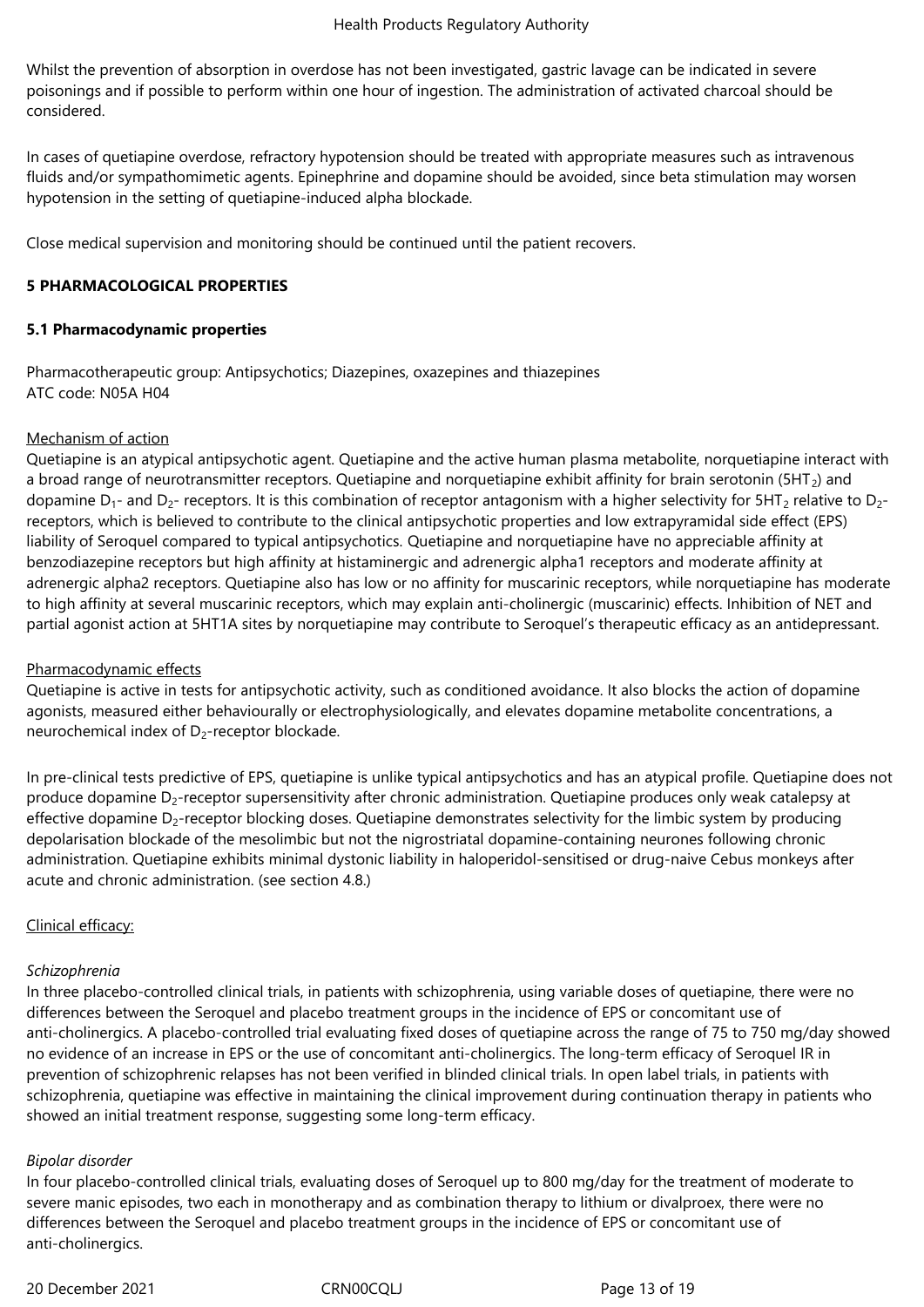Whilst the prevention of absorption in overdose has not been investigated, gastric lavage can be indicated in severe poisonings and if possible to perform within one hour of ingestion. The administration of activated charcoal should be considered.

In cases of quetiapine overdose, refractory hypotension should be treated with appropriate measures such as intravenous fluids and/or sympathomimetic agents. Epinephrine and dopamine should be avoided, since beta stimulation may worsen hypotension in the setting of quetiapine-induced alpha blockade.

Close medical supervision and monitoring should be continued until the patient recovers.

## 5 PHARMACOLOGICAL PROPERTIES

### 5.1 Pharmacodynamic properties

Pharmacotherapeutic group: Antipsychotics; Diazepines, oxazepines and thiazepines
ATC code: N05A H04

Mechanism of action

Quetiapine is an atypical antipsychotic agent. Quetiapine and the active human plasma metabolite, norquetiapine interact with a broad range of neurotransmitter receptors. Quetiapine and norquetiapine exhibit affinity for brain serotonin ($5HT_2$) and dopamine $D_1$- and $D_2$- receptors. It is this combination of receptor antagonism with a higher selectivity for $5HT_2$ relative to $D_2$-receptors, which is believed to contribute to the clinical antipsychotic properties and low extrapyramidal side effect (EPS) liability of Seroquel compared to typical antipsychotics. Quetiapine and norquetiapine have no appreciable affinity at benzodiazepine receptors but high affinity at histaminergic and adrenergic alpha1 receptors and moderate affinity at adrenergic alpha2 receptors. Quetiapine also has low or no affinity for muscarinic receptors, while norquetiapine has moderate to high affinity at several muscarinic receptors, which may explain anti-cholinergic (muscarinic) effects. Inhibition of NET and partial agonist action at 5HT1A sites by norquetiapine may contribute to Seroquel's therapeutic efficacy as an antidepressant.

Pharmacodynamic effects

Quetiapine is active in tests for antipsychotic activity, such as conditioned avoidance. It also blocks the action of dopamine agonists, measured either behaviourally or electrophysiologically, and elevates dopamine metabolite concentrations, a neurochemical index of $D_2$-receptor blockade.

In pre-clinical tests predictive of EPS, quetiapine is unlike typical antipsychotics and has an atypical profile. Quetiapine does not produce dopamine $D_2$-receptor supersensitivity after chronic administration. Quetiapine produces only weak catalepsy at effective dopamine $D_2$-receptor blocking doses. Quetiapine demonstrates selectivity for the limbic system by producing depolarisation blockade of the mesolimbic but not the nigrostriatal dopamine-containing neurones following chronic administration. Quetiapine exhibits minimal dystonic liability in haloperidol-sensitised or drug-naive Cebus monkeys after acute and chronic administration. (see section 4.8.)

Clinical efficacy:

*Schizophrenia*

In three placebo-controlled clinical trials, in patients with schizophrenia, using variable doses of quetiapine, there were no differences between the Seroquel and placebo treatment groups in the incidence of EPS or concomitant use of anti-cholinergics. A placebo-controlled trial evaluating fixed doses of quetiapine across the range of 75 to 750 mg/day showed no evidence of an increase in EPS or the use of concomitant anti-cholinergics. The long-term efficacy of Seroquel IR in prevention of schizophrenic relapses has not been verified in blinded clinical trials. In open label trials, in patients with schizophrenia, quetiapine was effective in maintaining the clinical improvement during continuation therapy in patients who showed an initial treatment response, suggesting some long-term efficacy.

*Bipolar disorder*

In four placebo-controlled clinical trials, evaluating doses of Seroquel up to 800 mg/day for the treatment of moderate to severe manic episodes, two each in monotherapy and as combination therapy to lithium or divalproex, there were no differences between the Seroquel and placebo treatment groups in the incidence of EPS or concomitant use of anti-cholinergics.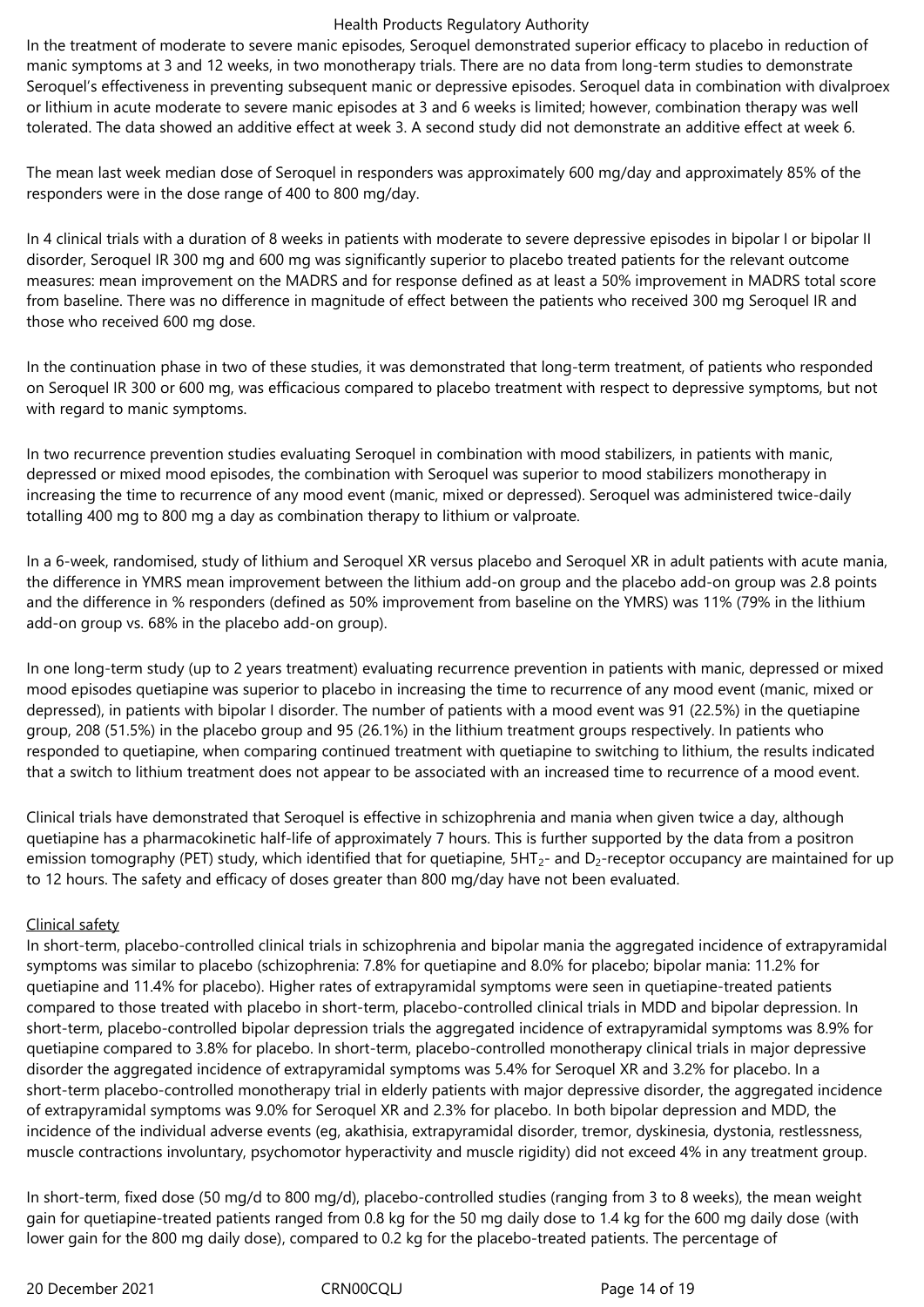In the treatment of moderate to severe manic episodes, Seroquel demonstrated superior efficacy to placebo in reduction of manic symptoms at 3 and 12 weeks, in two monotherapy trials. There are no data from long-term studies to demonstrate Seroquel's effectiveness in preventing subsequent manic or depressive episodes. Seroquel data in combination with divalproex or lithium in acute moderate to severe manic episodes at 3 and 6 weeks is limited; however, combination therapy was well tolerated. The data showed an additive effect at week 3. A second study did not demonstrate an additive effect at week 6.

The mean last week median dose of Seroquel in responders was approximately 600 mg/day and approximately 85% of the responders were in the dose range of 400 to 800 mg/day.

In 4 clinical trials with a duration of 8 weeks in patients with moderate to severe depressive episodes in bipolar I or bipolar II disorder, Seroquel IR 300 mg and 600 mg was significantly superior to placebo treated patients for the relevant outcome measures: mean improvement on the MADRS and for response defined as at least a 50% improvement in MADRS total score from baseline. There was no difference in magnitude of effect between the patients who received 300 mg Seroquel IR and those who received 600 mg dose.

In the continuation phase in two of these studies, it was demonstrated that long-term treatment, of patients who responded on Seroquel IR 300 or 600 mg, was efficacious compared to placebo treatment with respect to depressive symptoms, but not with regard to manic symptoms.

In two recurrence prevention studies evaluating Seroquel in combination with mood stabilizers, in patients with manic, depressed or mixed mood episodes, the combination with Seroquel was superior to mood stabilizers monotherapy in increasing the time to recurrence of any mood event (manic, mixed or depressed). Seroquel was administered twice-daily totalling 400 mg to 800 mg a day as combination therapy to lithium or valproate.

In a 6-week, randomised, study of lithium and Seroquel XR versus placebo and Seroquel XR in adult patients with acute mania, the difference in YMRS mean improvement between the lithium add-on group and the placebo add-on group was 2.8 points and the difference in % responders (defined as 50% improvement from baseline on the YMRS) was 11% (79% in the lithium add-on group vs. 68% in the placebo add-on group).

In one long-term study (up to 2 years treatment) evaluating recurrence prevention in patients with manic, depressed or mixed mood episodes quetiapine was superior to placebo in increasing the time to recurrence of any mood event (manic, mixed or depressed), in patients with bipolar I disorder. The number of patients with a mood event was 91 (22.5%) in the quetiapine group, 208 (51.5%) in the placebo group and 95 (26.1%) in the lithium treatment groups respectively. In patients who responded to quetiapine, when comparing continued treatment with quetiapine to switching to lithium, the results indicated that a switch to lithium treatment does not appear to be associated with an increased time to recurrence of a mood event.

Clinical trials have demonstrated that Seroquel is effective in schizophrenia and mania when given twice a day, although quetiapine has a pharmacokinetic half-life of approximately 7 hours. This is further supported by the data from a positron emission tomography (PET) study, which identified that for quetiapine, $5HT_2$- and $D_2$-receptor occupancy are maintained for up to 12 hours. The safety and efficacy of doses greater than 800 mg/day have not been evaluated.

Clinical safety

In short-term, placebo-controlled clinical trials in schizophrenia and bipolar mania the aggregated incidence of extrapyramidal symptoms was similar to placebo (schizophrenia: 7.8% for quetiapine and 8.0% for placebo; bipolar mania: 11.2% for quetiapine and 11.4% for placebo). Higher rates of extrapyramidal symptoms were seen in quetiapine-treated patients compared to those treated with placebo in short-term, placebo-controlled clinical trials in MDD and bipolar depression. In short-term, placebo-controlled bipolar depression trials the aggregated incidence of extrapyramidal symptoms was 8.9% for quetiapine compared to 3.8% for placebo. In short-term, placebo-controlled monotherapy clinical trials in major depressive disorder the aggregated incidence of extrapyramidal symptoms was 5.4% for Seroquel XR and 3.2% for placebo. In a short-term placebo-controlled monotherapy trial in elderly patients with major depressive disorder, the aggregated incidence of extrapyramidal symptoms was 9.0% for Seroquel XR and 2.3% for placebo. In both bipolar depression and MDD, the incidence of the individual adverse events (eg, akathisia, extrapyramidal disorder, tremor, dyskinesia, dystonia, restlessness, muscle contractions involuntary, psychomotor hyperactivity and muscle rigidity) did not exceed 4% in any treatment group.

In short-term, fixed dose (50 mg/d to 800 mg/d), placebo-controlled studies (ranging from 3 to 8 weeks), the mean weight gain for quetiapine-treated patients ranged from 0.8 kg for the 50 mg daily dose to 1.4 kg for the 600 mg daily dose (with lower gain for the 800 mg daily dose), compared to 0.2 kg for the placebo-treated patients. The percentage of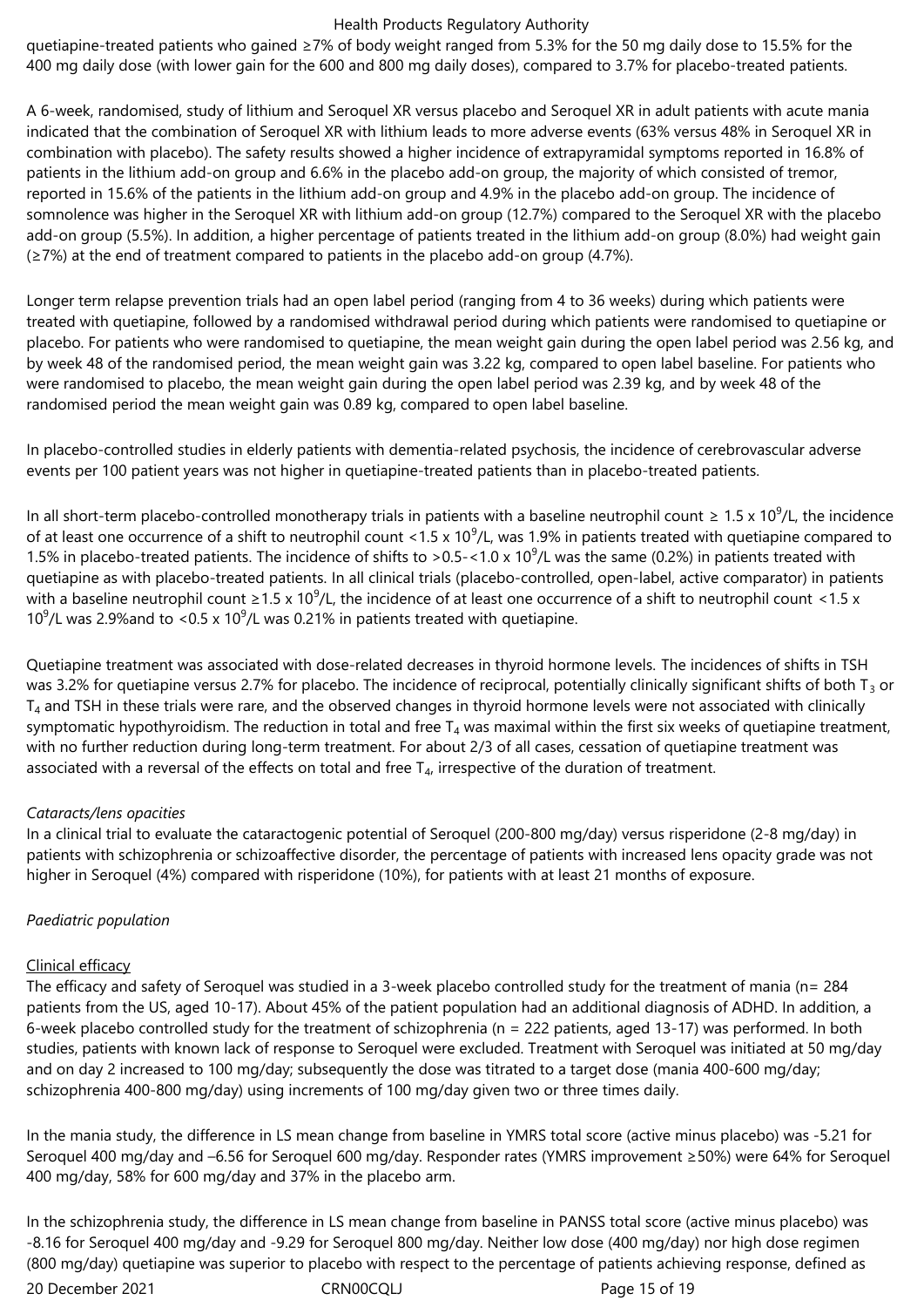quetiapine-treated patients who gained ≥7% of body weight ranged from 5.3% for the 50 mg daily dose to 15.5% for the 400 mg daily dose (with lower gain for the 600 and 800 mg daily doses), compared to 3.7% for placebo-treated patients.

A 6-week, randomised, study of lithium and Seroquel XR versus placebo and Seroquel XR in adult patients with acute mania indicated that the combination of Seroquel XR with lithium leads to more adverse events (63% versus 48% in Seroquel XR in combination with placebo). The safety results showed a higher incidence of extrapyramidal symptoms reported in 16.8% of patients in the lithium add-on group and 6.6% in the placebo add-on group, the majority of which consisted of tremor, reported in 15.6% of the patients in the lithium add-on group and 4.9% in the placebo add-on group. The incidence of somnolence was higher in the Seroquel XR with lithium add-on group (12.7%) compared to the Seroquel XR with the placebo add-on group (5.5%). In addition, a higher percentage of patients treated in the lithium add-on group (8.0%) had weight gain (≥7%) at the end of treatment compared to patients in the placebo add-on group (4.7%).

Longer term relapse prevention trials had an open label period (ranging from 4 to 36 weeks) during which patients were treated with quetiapine, followed by a randomised withdrawal period during which patients were randomised to quetiapine or placebo. For patients who were randomised to quetiapine, the mean weight gain during the open label period was 2.56 kg, and by week 48 of the randomised period, the mean weight gain was 3.22 kg, compared to open label baseline. For patients who were randomised to placebo, the mean weight gain during the open label period was 2.39 kg, and by week 48 of the randomised period the mean weight gain was 0.89 kg, compared to open label baseline.

In placebo-controlled studies in elderly patients with dementia-related psychosis, the incidence of cerebrovascular adverse events per 100 patient years was not higher in quetiapine-treated patients than in placebo-treated patients.

In all short-term placebo-controlled monotherapy trials in patients with a baseline neutrophil count ≥ 1.5 x $10^9$/L, the incidence of at least one occurrence of a shift to neutrophil count <1.5 x $10^9$/L, was 1.9% in patients treated with quetiapine compared to 1.5% in placebo-treated patients. The incidence of shifts to >0.5-<1.0 x $10^9$/L was the same (0.2%) in patients treated with quetiapine as with placebo-treated patients. In all clinical trials (placebo-controlled, open-label, active comparator) in patients with a baseline neutrophil count ≥1.5 x $10^9$/L, the incidence of at least one occurrence of a shift to neutrophil count <1.5 x $10^9$/L was 2.9%and to <0.5 x $10^9$/L was 0.21% in patients treated with quetiapine.

Quetiapine treatment was associated with dose-related decreases in thyroid hormone levels. The incidences of shifts in TSH was 3.2% for quetiapine versus 2.7% for placebo. The incidence of reciprocal, potentially clinically significant shifts of both $T_3$ or $T_4$ and TSH in these trials were rare, and the observed changes in thyroid hormone levels were not associated with clinically symptomatic hypothyroidism. The reduction in total and free $T_4$ was maximal within the first six weeks of quetiapine treatment, with no further reduction during long-term treatment. For about 2/3 of all cases, cessation of quetiapine treatment was associated with a reversal of the effects on total and free $T_4$, irrespective of the duration of treatment.

*Cataracts/lens opacities*

In a clinical trial to evaluate the cataractogenic potential of Seroquel (200-800 mg/day) versus risperidone (2-8 mg/day) in patients with schizophrenia or schizoaffective disorder, the percentage of patients with increased lens opacity grade was not higher in Seroquel (4%) compared with risperidone (10%), for patients with at least 21 months of exposure.

*Paediatric population*

Clinical efficacy

The efficacy and safety of Seroquel was studied in a 3-week placebo controlled study for the treatment of mania (n= 284 patients from the US, aged 10-17). About 45% of the patient population had an additional diagnosis of ADHD. In addition, a 6-week placebo controlled study for the treatment of schizophrenia (n = 222 patients, aged 13-17) was performed. In both studies, patients with known lack of response to Seroquel were excluded. Treatment with Seroquel was initiated at 50 mg/day and on day 2 increased to 100 mg/day; subsequently the dose was titrated to a target dose (mania 400-600 mg/day; schizophrenia 400-800 mg/day) using increments of 100 mg/day given two or three times daily.

In the mania study, the difference in LS mean change from baseline in YMRS total score (active minus placebo) was -5.21 for Seroquel 400 mg/day and –6.56 for Seroquel 600 mg/day. Responder rates (YMRS improvement ≥50%) were 64% for Seroquel 400 mg/day, 58% for 600 mg/day and 37% in the placebo arm.

In the schizophrenia study, the difference in LS mean change from baseline in PANSS total score (active minus placebo) was -8.16 for Seroquel 400 mg/day and -9.29 for Seroquel 800 mg/day. Neither low dose (400 mg/day) nor high dose regimen (800 mg/day) quetiapine was superior to placebo with respect to the percentage of patients achieving response, defined as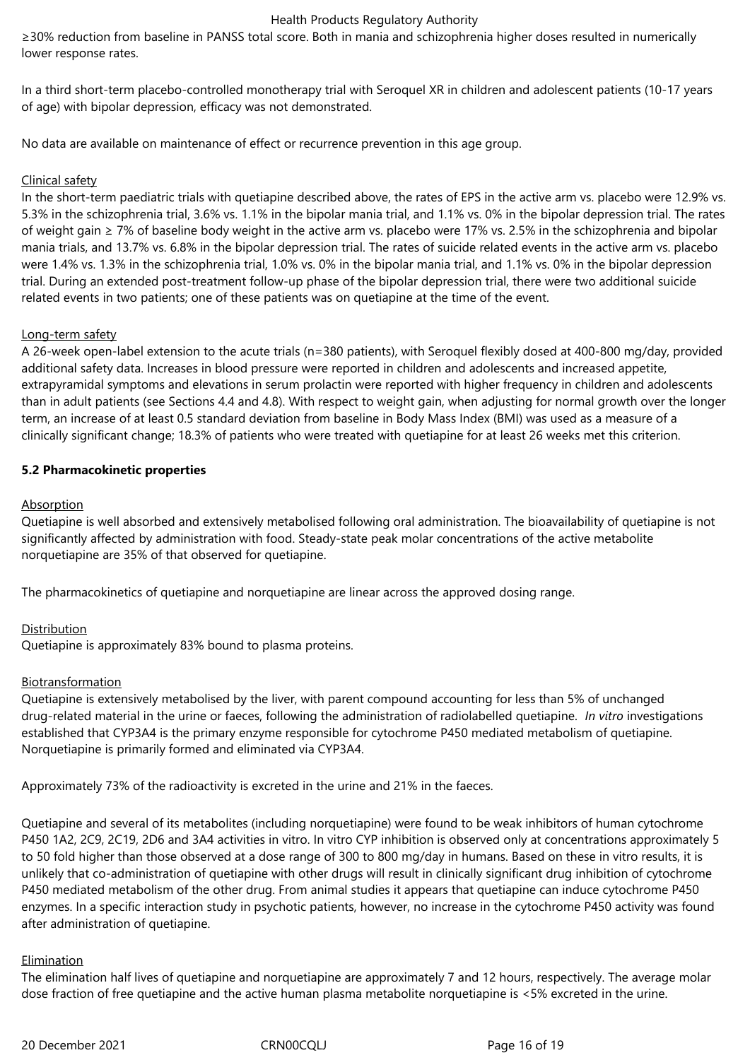≥30% reduction from baseline in PANSS total score. Both in mania and schizophrenia higher doses resulted in numerically lower response rates.

In a third short-term placebo-controlled monotherapy trial with Seroquel XR in children and adolescent patients (10-17 years of age) with bipolar depression, efficacy was not demonstrated.

No data are available on maintenance of effect or recurrence prevention in this age group.

Clinical safety

In the short-term paediatric trials with quetiapine described above, the rates of EPS in the active arm vs. placebo were 12.9% vs. 5.3% in the schizophrenia trial, 3.6% vs. 1.1% in the bipolar mania trial, and 1.1% vs. 0% in the bipolar depression trial. The rates of weight gain ≥ 7% of baseline body weight in the active arm vs. placebo were 17% vs. 2.5% in the schizophrenia and bipolar mania trials, and 13.7% vs. 6.8% in the bipolar depression trial. The rates of suicide related events in the active arm vs. placebo were 1.4% vs. 1.3% in the schizophrenia trial, 1.0% vs. 0% in the bipolar mania trial, and 1.1% vs. 0% in the bipolar depression trial. During an extended post-treatment follow-up phase of the bipolar depression trial, there were two additional suicide related events in two patients; one of these patients was on quetiapine at the time of the event.

Long-term safety

A 26-week open-label extension to the acute trials (n=380 patients), with Seroquel flexibly dosed at 400-800 mg/day, provided additional safety data. Increases in blood pressure were reported in children and adolescents and increased appetite, extrapyramidal symptoms and elevations in serum prolactin were reported with higher frequency in children and adolescents than in adult patients (see Sections 4.4 and 4.8). With respect to weight gain, when adjusting for normal growth over the longer term, an increase of at least 0.5 standard deviation from baseline in Body Mass Index (BMI) was used as a measure of a clinically significant change; 18.3% of patients who were treated with quetiapine for at least 26 weeks met this criterion.

## 5.2 Pharmacokinetic properties

Absorption

Quetiapine is well absorbed and extensively metabolised following oral administration. The bioavailability of quetiapine is not significantly affected by administration with food. Steady-state peak molar concentrations of the active metabolite norquetiapine are 35% of that observed for quetiapine.

The pharmacokinetics of quetiapine and norquetiapine are linear across the approved dosing range.

Distribution

Quetiapine is approximately 83% bound to plasma proteins.

Biotransformation

Quetiapine is extensively metabolised by the liver, with parent compound accounting for less than 5% of unchanged drug-related material in the urine or faeces, following the administration of radiolabelled quetiapine. *In vitro* investigations established that CYP3A4 is the primary enzyme responsible for cytochrome P450 mediated metabolism of quetiapine. Norquetiapine is primarily formed and eliminated via CYP3A4.

Approximately 73% of the radioactivity is excreted in the urine and 21% in the faeces.

Quetiapine and several of its metabolites (including norquetiapine) were found to be weak inhibitors of human cytochrome P450 1A2, 2C9, 2C19, 2D6 and 3A4 activities in vitro. In vitro CYP inhibition is observed only at concentrations approximately 5 to 50 fold higher than those observed at a dose range of 300 to 800 mg/day in humans. Based on these in vitro results, it is unlikely that co-administration of quetiapine with other drugs will result in clinically significant drug inhibition of cytochrome P450 mediated metabolism of the other drug. From animal studies it appears that quetiapine can induce cytochrome P450 enzymes. In a specific interaction study in psychotic patients, however, no increase in the cytochrome P450 activity was found after administration of quetiapine.

Elimination

The elimination half lives of quetiapine and norquetiapine are approximately 7 and 12 hours, respectively. The average molar dose fraction of free quetiapine and the active human plasma metabolite norquetiapine is <5% excreted in the urine.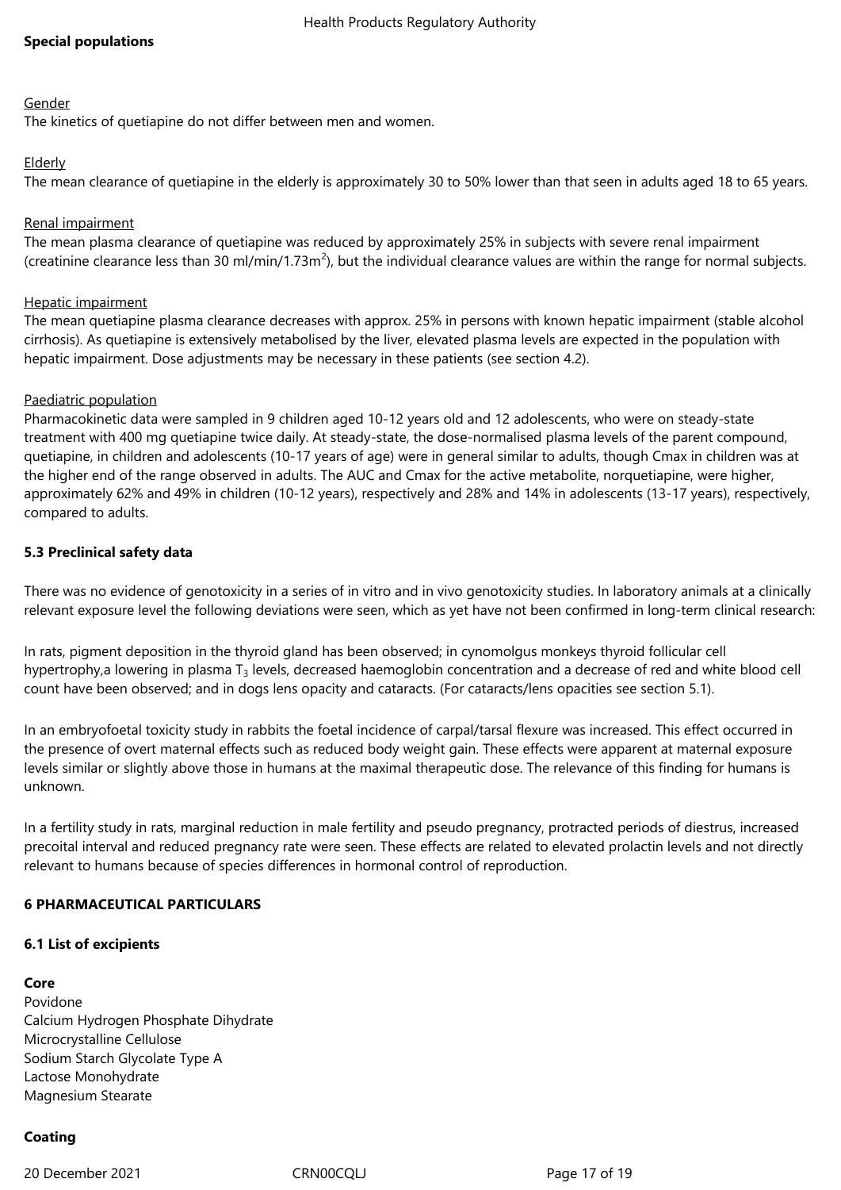**Special populations**

Gender

The kinetics of quetiapine do not differ between men and women.

Elderly

The mean clearance of quetiapine in the elderly is approximately 30 to 50% lower than that seen in adults aged 18 to 65 years.

Renal impairment

The mean plasma clearance of quetiapine was reduced by approximately 25% in subjects with severe renal impairment (creatinine clearance less than 30 ml/min/1.73m$^2$), but the individual clearance values are within the range for normal subjects.

Hepatic impairment

The mean quetiapine plasma clearance decreases with approx. 25% in persons with known hepatic impairment (stable alcohol cirrhosis). As quetiapine is extensively metabolised by the liver, elevated plasma levels are expected in the population with hepatic impairment. Dose adjustments may be necessary in these patients (see section 4.2).

Paediatric population

Pharmacokinetic data were sampled in 9 children aged 10-12 years old and 12 adolescents, who were on steady-state treatment with 400 mg quetiapine twice daily. At steady-state, the dose-normalised plasma levels of the parent compound, quetiapine, in children and adolescents (10-17 years of age) were in general similar to adults, though Cmax in children was at the higher end of the range observed in adults. The AUC and Cmax for the active metabolite, norquetiapine, were higher, approximately 62% and 49% in children (10-12 years), respectively and 28% and 14% in adolescents (13-17 years), respectively, compared to adults.

## 5.3 Preclinical safety data

There was no evidence of genotoxicity in a series of in vitro and in vivo genotoxicity studies. In laboratory animals at a clinically relevant exposure level the following deviations were seen, which as yet have not been confirmed in long-term clinical research:

In rats, pigment deposition in the thyroid gland has been observed; in cynomolgus monkeys thyroid follicular cell hypertrophy,a lowering in plasma $T_3$ levels, decreased haemoglobin concentration and a decrease of red and white blood cell count have been observed; and in dogs lens opacity and cataracts. (For cataracts/lens opacities see section 5.1).

In an embryofoetal toxicity study in rabbits the foetal incidence of carpal/tarsal flexure was increased. This effect occurred in the presence of overt maternal effects such as reduced body weight gain. These effects were apparent at maternal exposure levels similar or slightly above those in humans at the maximal therapeutic dose. The relevance of this finding for humans is unknown.

In a fertility study in rats, marginal reduction in male fertility and pseudo pregnancy, protracted periods of diestrus, increased precoital interval and reduced pregnancy rate were seen. These effects are related to elevated prolactin levels and not directly relevant to humans because of species differences in hormonal control of reproduction.

## 6 PHARMACEUTICAL PARTICULARS

### 6.1 List of excipients

**Core**

Povidone
Calcium Hydrogen Phosphate Dihydrate
Microcrystalline Cellulose
Sodium Starch Glycolate Type A
Lactose Monohydrate
Magnesium Stearate

**Coating**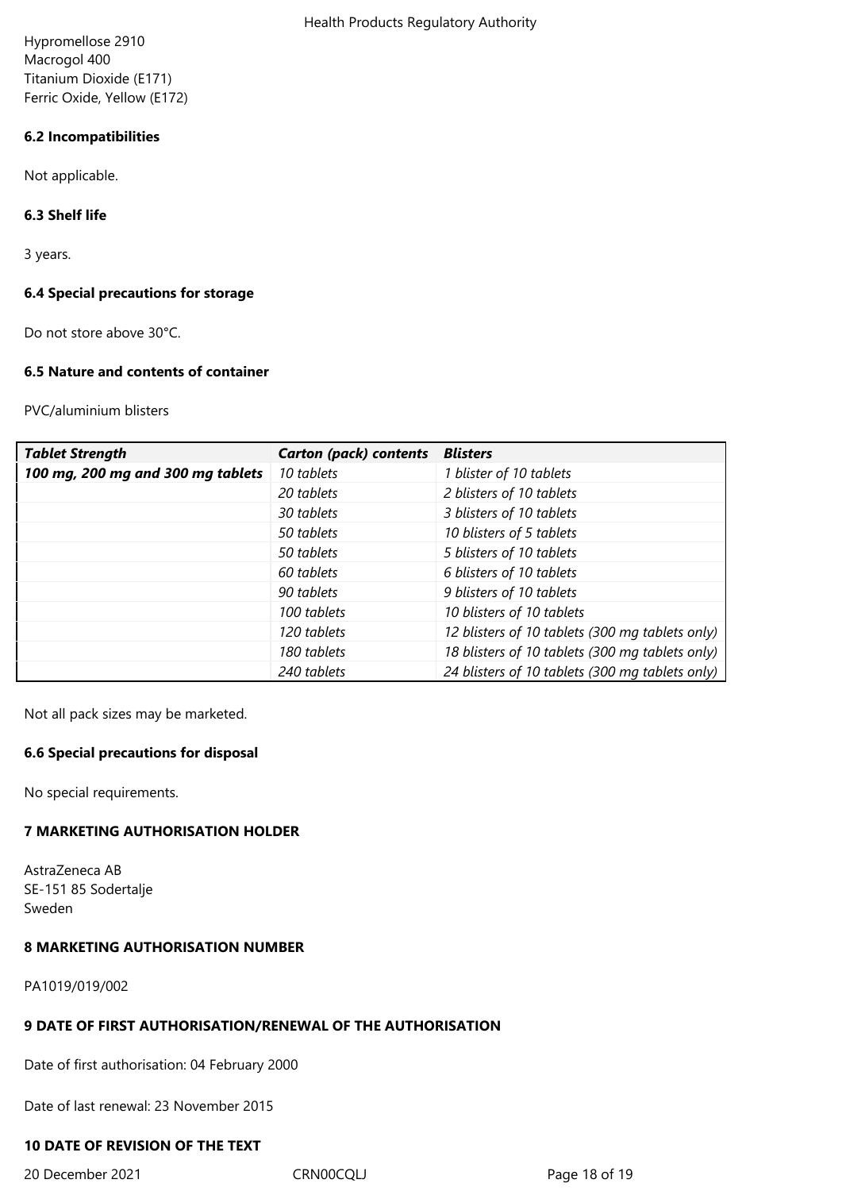Hypromellose 2910
Macrogol 400
Titanium Dioxide (E171)
Ferric Oxide, Yellow (E172)

### 6.2 Incompatibilities

Not applicable.

### 6.3 Shelf life

3 years.

### 6.4 Special precautions for storage

Do not store above 30°C.

### 6.5 Nature and contents of container

PVC/aluminium blisters

| *Tablet Strength* | *Carton (pack) contents* | *Blisters* |
|---|---|---|
| ***100 mg, 200 mg and 300 mg tablets*** | *10 tablets* | *1 blister of 10 tablets* |
| | *20 tablets* | *2 blisters of 10 tablets* |
| | *30 tablets* | *3 blisters of 10 tablets* |
| | *50 tablets* | *10 blisters of 5 tablets* |
| | *50 tablets* | *5 blisters of 10 tablets* |
| | *60 tablets* | *6 blisters of 10 tablets* |
| | *90 tablets* | *9 blisters of 10 tablets* |
| | *100 tablets* | *10 blisters of 10 tablets* |
| | *120 tablets* | *12 blisters of 10 tablets (300 mg tablets only)* |
| | *180 tablets* | *18 blisters of 10 tablets (300 mg tablets only)* |
| | *240 tablets* | *24 blisters of 10 tablets (300 mg tablets only)* |

Not all pack sizes may be marketed.

### 6.6 Special precautions for disposal

No special requirements.

## 7 MARKETING AUTHORISATION HOLDER

AstraZeneca AB
SE-151 85 Sodertalje
Sweden

## 8 MARKETING AUTHORISATION NUMBER

PA1019/019/002

## 9 DATE OF FIRST AUTHORISATION/RENEWAL OF THE AUTHORISATION

Date of first authorisation: 04 February 2000

Date of last renewal: 23 November 2015

## 10 DATE OF REVISION OF THE TEXT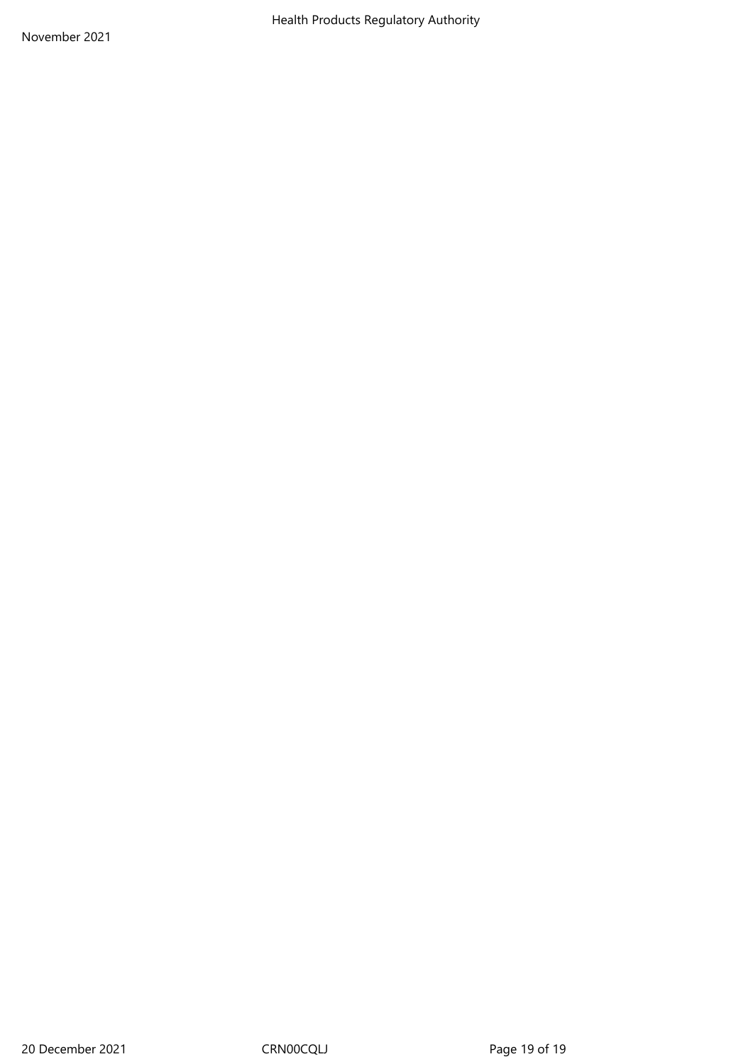November 2021